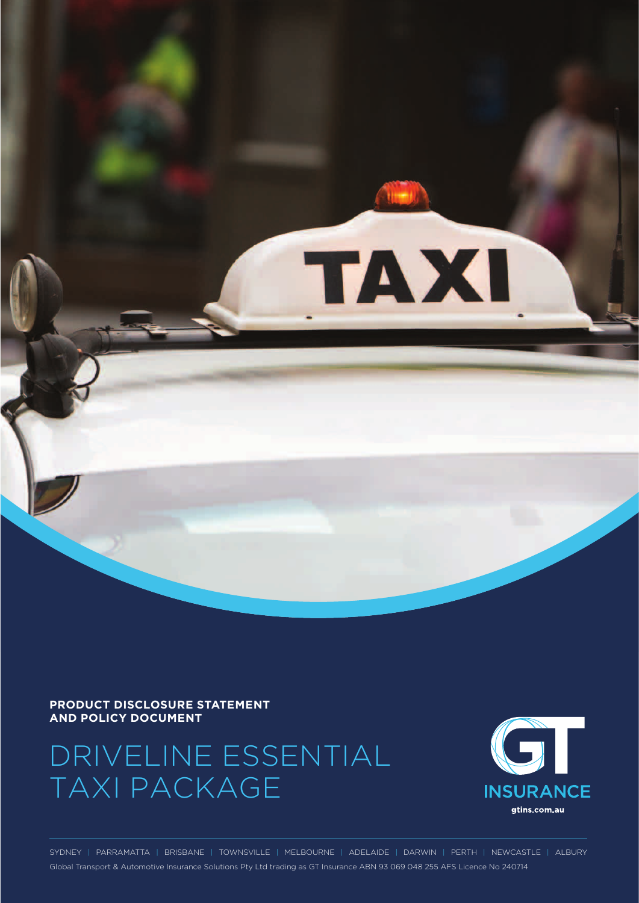**PRODUCT DISCLOSURE STATEMENT AND POLICY DOCUMENT**

# DRIVELINE ESSENTIAL TAXI PACKAGE

GT INSURANCE

gtins.com.au

SYDNEY | PARRAMATTA | BRISBANE | TOWNSVILLE | MELBOURNE | ADELAIDE | DARWIN | PERTH | NEWCASTLE | ALBURY

Global Transport & Automotive Insurance Solutions Pty Ltd trading as GT Insurance ABN 93 069 048 255 AFS Licence No 240714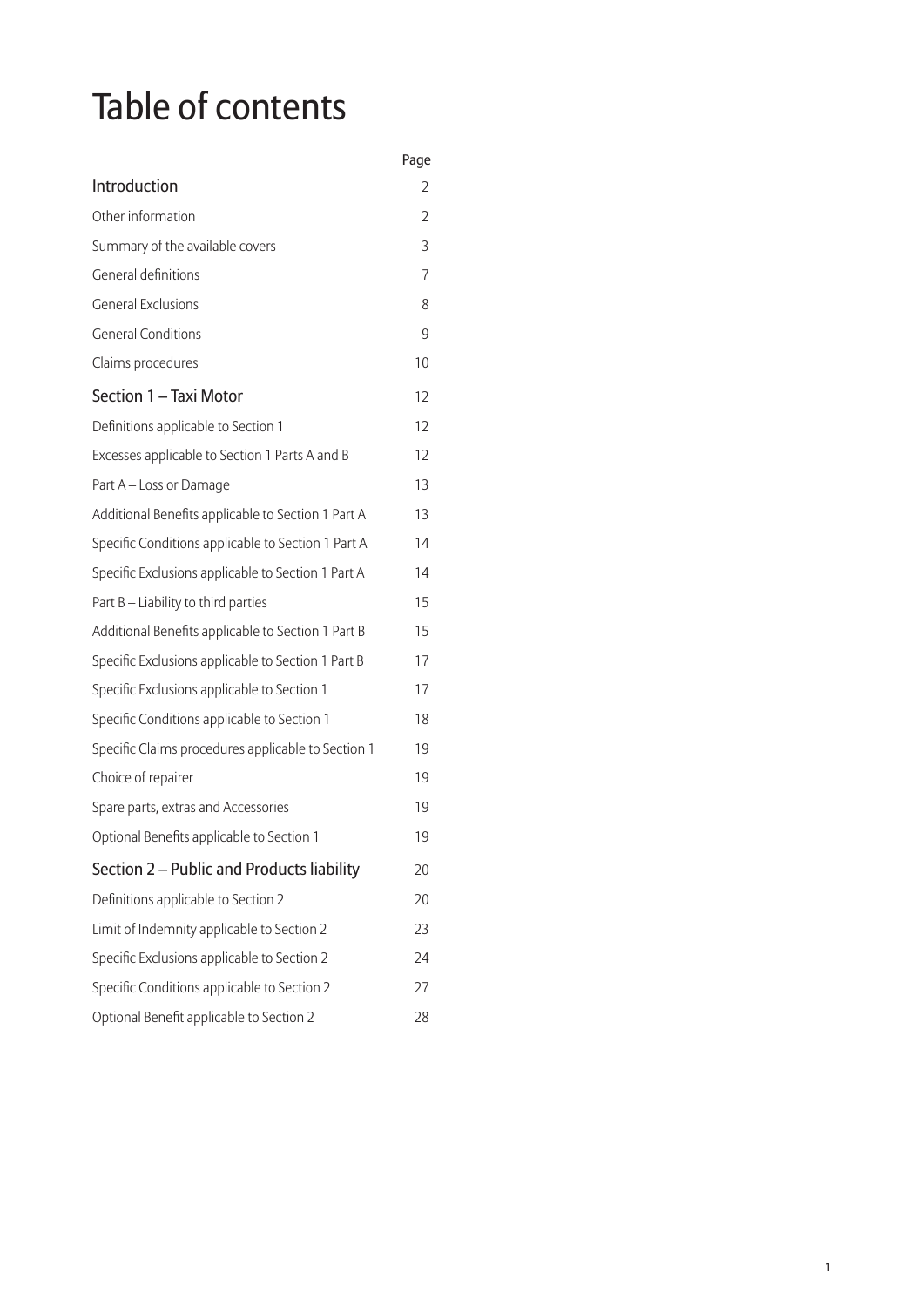# Table of contents

| | Page |
|---|---|
| **Introduction** | 2 |
| Other information | 2 |
| Summary of the available covers | 3 |
| General definitions | 7 |
| General Exclusions | 8 |
| General Conditions | 9 |
| Claims procedures | 10 |
| **Section 1 – Taxi Motor** | 12 |
| Definitions applicable to Section 1 | 12 |
| Excesses applicable to Section 1 Parts A and B | 12 |
| Part A – Loss or Damage | 13 |
| Additional Benefits applicable to Section 1 Part A | 13 |
| Specific Conditions applicable to Section 1 Part A | 14 |
| Specific Exclusions applicable to Section 1 Part A | 14 |
| Part B – Liability to third parties | 15 |
| Additional Benefits applicable to Section 1 Part B | 15 |
| Specific Exclusions applicable to Section 1 Part B | 17 |
| Specific Exclusions applicable to Section 1 | 17 |
| Specific Conditions applicable to Section 1 | 18 |
| Specific Claims procedures applicable to Section 1 | 19 |
| Choice of repairer | 19 |
| Spare parts, extras and Accessories | 19 |
| Optional Benefits applicable to Section 1 | 19 |
| **Section 2 – Public and Products liability** | 20 |
| Definitions applicable to Section 2 | 20 |
| Limit of Indemnity applicable to Section 2 | 23 |
| Specific Exclusions applicable to Section 2 | 24 |
| Specific Conditions applicable to Section 2 | 27 |
| Optional Benefit applicable to Section 2 | 28 |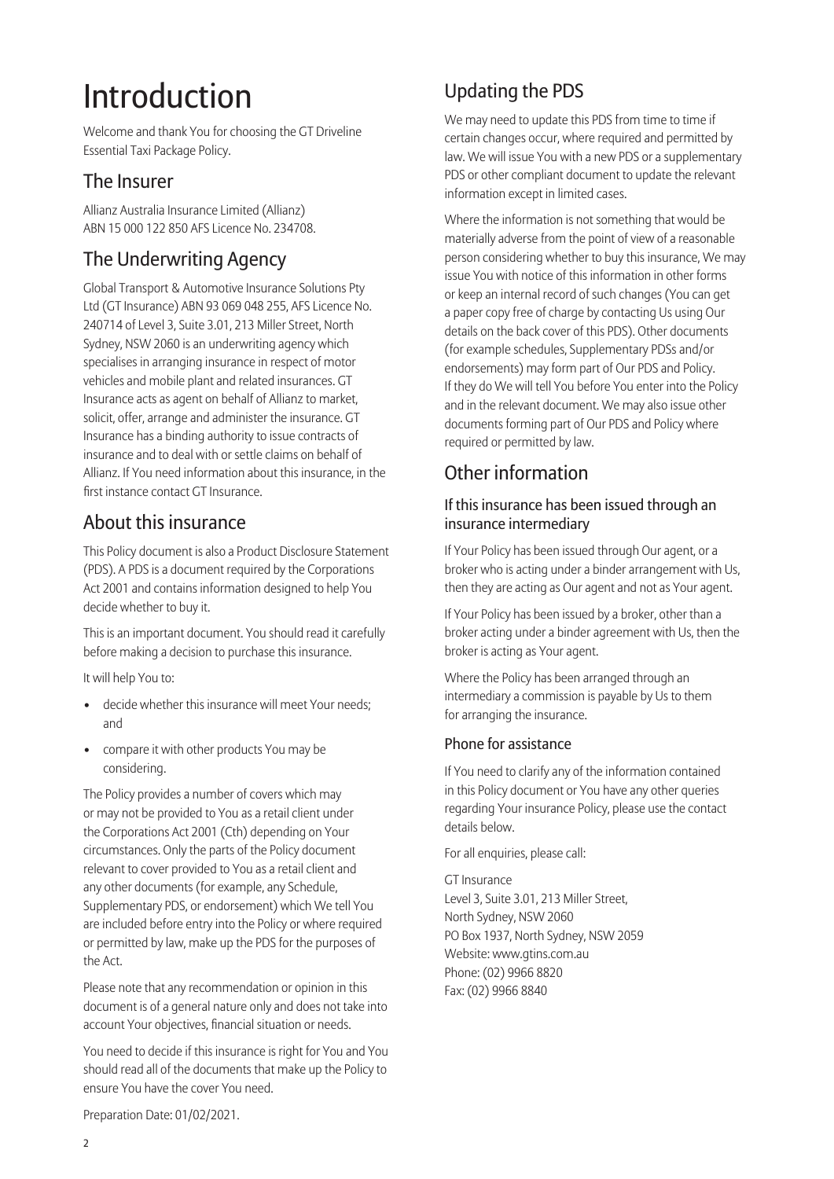# Introduction

Welcome and thank You for choosing the GT Driveline Essential Taxi Package Policy.

## The Insurer

Allianz Australia Insurance Limited (Allianz) ABN 15 000 122 850 AFS Licence No. 234708.

## The Underwriting Agency

Global Transport & Automotive Insurance Solutions Pty Ltd (GT Insurance) ABN 93 069 048 255, AFS Licence No. 240714 of Level 3, Suite 3.01, 213 Miller Street, North Sydney, NSW 2060 is an underwriting agency which specialises in arranging insurance in respect of motor vehicles and mobile plant and related insurances. GT Insurance acts as agent on behalf of Allianz to market, solicit, offer, arrange and administer the insurance. GT Insurance has a binding authority to issue contracts of insurance and to deal with or settle claims on behalf of Allianz. If You need information about this insurance, in the first instance contact GT Insurance.

## About this insurance

This Policy document is also a Product Disclosure Statement (PDS). A PDS is a document required by the Corporations Act 2001 and contains information designed to help You decide whether to buy it.

This is an important document. You should read it carefully before making a decision to purchase this insurance.

It will help You to:

- decide whether this insurance will meet Your needs; and
- compare it with other products You may be considering.

The Policy provides a number of covers which may or may not be provided to You as a retail client under the Corporations Act 2001 (Cth) depending on Your circumstances. Only the parts of the Policy document relevant to cover provided to You as a retail client and any other documents (for example, any Schedule, Supplementary PDS, or endorsement) which We tell You are included before entry into the Policy or where required or permitted by law, make up the PDS for the purposes of the Act.

Please note that any recommendation or opinion in this document is of a general nature only and does not take into account Your objectives, financial situation or needs.

You need to decide if this insurance is right for You and You should read all of the documents that make up the Policy to ensure You have the cover You need.

Preparation Date: 01/02/2021.

## Updating the PDS

We may need to update this PDS from time to time if certain changes occur, where required and permitted by law. We will issue You with a new PDS or a supplementary PDS or other compliant document to update the relevant information except in limited cases.

Where the information is not something that would be materially adverse from the point of view of a reasonable person considering whether to buy this insurance, We may issue You with notice of this information in other forms or keep an internal record of such changes (You can get a paper copy free of charge by contacting Us using Our details on the back cover of this PDS). Other documents (for example schedules, Supplementary PDSs and/or endorsements) may form part of Our PDS and Policy. If they do We will tell You before You enter into the Policy and in the relevant document. We may also issue other documents forming part of Our PDS and Policy where required or permitted by law.

## Other information

### If this insurance has been issued through an insurance intermediary

If Your Policy has been issued through Our agent, or a broker who is acting under a binder arrangement with Us, then they are acting as Our agent and not as Your agent.

If Your Policy has been issued by a broker, other than a broker acting under a binder agreement with Us, then the broker is acting as Your agent.

Where the Policy has been arranged through an intermediary a commission is payable by Us to them for arranging the insurance.

### Phone for assistance

If You need to clarify any of the information contained in this Policy document or You have any other queries regarding Your insurance Policy, please use the contact details below.

For all enquiries, please call:

GT Insurance
Level 3, Suite 3.01, 213 Miller Street,
North Sydney, NSW 2060
PO Box 1937, North Sydney, NSW 2059
Website: www.gtins.com.au
Phone: (02) 9966 8820
Fax: (02) 9966 8840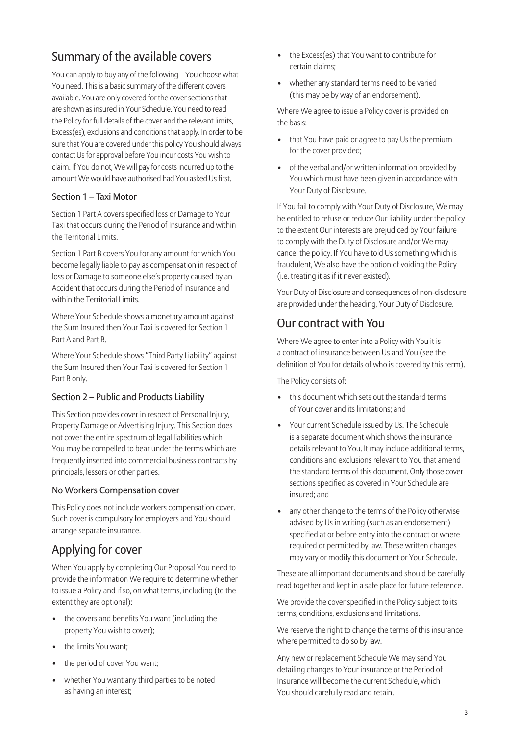## Summary of the available covers

You can apply to buy any of the following – You choose what You need. This is a basic summary of the different covers available. You are only covered for the cover sections that are shown as insured in Your Schedule. You need to read the Policy for full details of the cover and the relevant limits, Excess(es), exclusions and conditions that apply. In order to be sure that You are covered under this policy You should always contact Us for approval before You incur costs You wish to claim. If You do not, We will pay for costs incurred up to the amount We would have authorised had You asked Us first.

### Section 1 – Taxi Motor

Section 1 Part A covers specified loss or Damage to Your Taxi that occurs during the Period of Insurance and within the Territorial Limits.

Section 1 Part B covers You for any amount for which You become legally liable to pay as compensation in respect of loss or Damage to someone else's property caused by an Accident that occurs during the Period of Insurance and within the Territorial Limits.

Where Your Schedule shows a monetary amount against the Sum Insured then Your Taxi is covered for Section 1 Part A and Part B.

Where Your Schedule shows "Third Party Liability" against the Sum Insured then Your Taxi is covered for Section 1 Part B only.

### Section 2 – Public and Products Liability

This Section provides cover in respect of Personal Injury, Property Damage or Advertising Injury. This Section does not cover the entire spectrum of legal liabilities which You may be compelled to bear under the terms which are frequently inserted into commercial business contracts by principals, lessors or other parties.

### No Workers Compensation cover

This Policy does not include workers compensation cover. Such cover is compulsory for employers and You should arrange separate insurance.

## Applying for cover

When You apply by completing Our Proposal You need to provide the information We require to determine whether to issue a Policy and if so, on what terms, including (to the extent they are optional):

- the covers and benefits You want (including the property You wish to cover);
- the limits You want;
- the period of cover You want;
- whether You want any third parties to be noted as having an interest;
- the Excess(es) that You want to contribute for certain claims;
- whether any standard terms need to be varied (this may be by way of an endorsement).

Where We agree to issue a Policy cover is provided on the basis:

- that You have paid or agree to pay Us the premium for the cover provided;
- of the verbal and/or written information provided by You which must have been given in accordance with Your Duty of Disclosure.

If You fail to comply with Your Duty of Disclosure, We may be entitled to refuse or reduce Our liability under the policy to the extent Our interests are prejudiced by Your failure to comply with the Duty of Disclosure and/or We may cancel the policy. If You have told Us something which is fraudulent, We also have the option of voiding the Policy (i.e. treating it as if it never existed).

Your Duty of Disclosure and consequences of non-disclosure are provided under the heading, Your Duty of Disclosure.

## Our contract with You

Where We agree to enter into a Policy with You it is a contract of insurance between Us and You (see the definition of You for details of who is covered by this term).

The Policy consists of:

- this document which sets out the standard terms of Your cover and its limitations; and
- Your current Schedule issued by Us. The Schedule is a separate document which shows the insurance details relevant to You. It may include additional terms, conditions and exclusions relevant to You that amend the standard terms of this document. Only those cover sections specified as covered in Your Schedule are insured; and
- any other change to the terms of the Policy otherwise advised by Us in writing (such as an endorsement) specified at or before entry into the contract or where required or permitted by law. These written changes may vary or modify this document or Your Schedule.

These are all important documents and should be carefully read together and kept in a safe place for future reference.

We provide the cover specified in the Policy subject to its terms, conditions, exclusions and limitations.

We reserve the right to change the terms of this insurance where permitted to do so by law.

Any new or replacement Schedule We may send You detailing changes to Your insurance or the Period of Insurance will become the current Schedule, which You should carefully read and retain.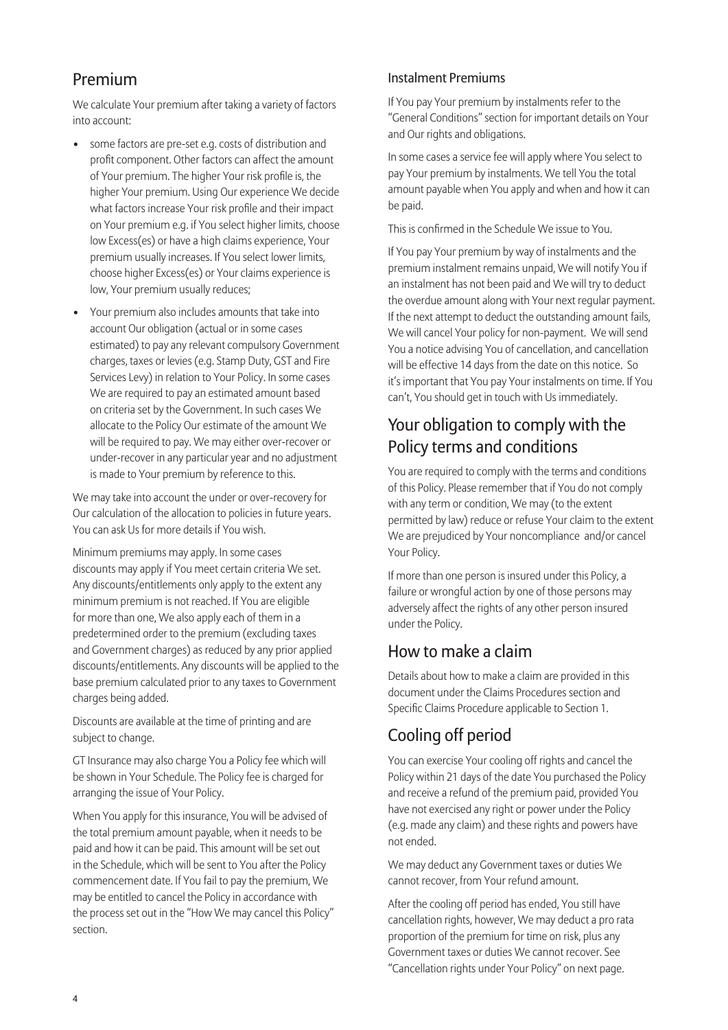## Premium

We calculate Your premium after taking a variety of factors into account:

- some factors are pre-set e.g. costs of distribution and profit component. Other factors can affect the amount of Your premium. The higher Your risk profile is, the higher Your premium. Using Our experience We decide what factors increase Your risk profile and their impact on Your premium e.g. if You select higher limits, choose low Excess(es) or have a high claims experience, Your premium usually increases. If You select lower limits, choose higher Excess(es) or Your claims experience is low, Your premium usually reduces;
- Your premium also includes amounts that take into account Our obligation (actual or in some cases estimated) to pay any relevant compulsory Government charges, taxes or levies (e.g. Stamp Duty, GST and Fire Services Levy) in relation to Your Policy. In some cases We are required to pay an estimated amount based on criteria set by the Government. In such cases We allocate to the Policy Our estimate of the amount We will be required to pay. We may either over-recover or under-recover in any particular year and no adjustment is made to Your premium by reference to this.

We may take into account the under or over-recovery for Our calculation of the allocation to policies in future years. You can ask Us for more details if You wish.

Minimum premiums may apply. In some cases discounts may apply if You meet certain criteria We set. Any discounts/entitlements only apply to the extent any minimum premium is not reached. If You are eligible for more than one, We also apply each of them in a predetermined order to the premium (excluding taxes and Government charges) as reduced by any prior applied discounts/entitlements. Any discounts will be applied to the base premium calculated prior to any taxes to Government charges being added.

Discounts are available at the time of printing and are subject to change.

GT Insurance may also charge You a Policy fee which will be shown in Your Schedule. The Policy fee is charged for arranging the issue of Your Policy.

When You apply for this insurance, You will be advised of the total premium amount payable, when it needs to be paid and how it can be paid. This amount will be set out in the Schedule, which will be sent to You after the Policy commencement date. If You fail to pay the premium, We may be entitled to cancel the Policy in accordance with the process set out in the "How We may cancel this Policy" section.

### Instalment Premiums

If You pay Your premium by instalments refer to the "General Conditions" section for important details on Your and Our rights and obligations.

In some cases a service fee will apply where You select to pay Your premium by instalments. We tell You the total amount payable when You apply and when and how it can be paid.

This is confirmed in the Schedule We issue to You.

If You pay Your premium by way of instalments and the premium instalment remains unpaid, We will notify You if an instalment has not been paid and We will try to deduct the overdue amount along with Your next regular payment. If the next attempt to deduct the outstanding amount fails, We will cancel Your policy for non-payment. We will send You a notice advising You of cancellation, and cancellation will be effective 14 days from the date on this notice. So it's important that You pay Your instalments on time. If You can't, You should get in touch with Us immediately.

## Your obligation to comply with the Policy terms and conditions

You are required to comply with the terms and conditions of this Policy. Please remember that if You do not comply with any term or condition, We may (to the extent permitted by law) reduce or refuse Your claim to the extent We are prejudiced by Your noncompliance and/or cancel Your Policy.

If more than one person is insured under this Policy, a failure or wrongful action by one of those persons may adversely affect the rights of any other person insured under the Policy.

## How to make a claim

Details about how to make a claim are provided in this document under the Claims Procedures section and Specific Claims Procedure applicable to Section 1.

## Cooling off period

You can exercise Your cooling off rights and cancel the Policy within 21 days of the date You purchased the Policy and receive a refund of the premium paid, provided You have not exercised any right or power under the Policy (e.g. made any claim) and these rights and powers have not ended.

We may deduct any Government taxes or duties We cannot recover, from Your refund amount.

After the cooling off period has ended, You still have cancellation rights, however, We may deduct a pro rata proportion of the premium for time on risk, plus any Government taxes or duties We cannot recover. See "Cancellation rights under Your Policy" on next page.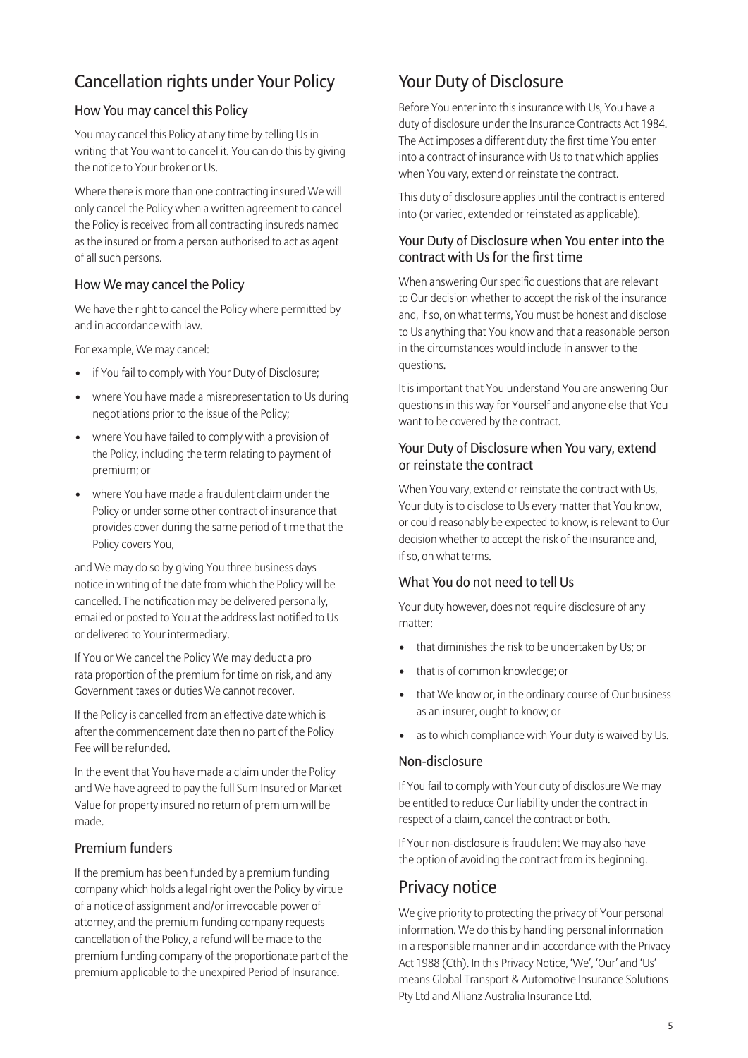## Cancellation rights under Your Policy

### How You may cancel this Policy

You may cancel this Policy at any time by telling Us in writing that You want to cancel it. You can do this by giving the notice to Your broker or Us.

Where there is more than one contracting insured We will only cancel the Policy when a written agreement to cancel the Policy is received from all contracting insureds named as the insured or from a person authorised to act as agent of all such persons.

### How We may cancel the Policy

We have the right to cancel the Policy where permitted by and in accordance with law.

For example, We may cancel:

- if You fail to comply with Your Duty of Disclosure;
- where You have made a misrepresentation to Us during negotiations prior to the issue of the Policy;
- where You have failed to comply with a provision of the Policy, including the term relating to payment of premium; or
- where You have made a fraudulent claim under the Policy or under some other contract of insurance that provides cover during the same period of time that the Policy covers You,

and We may do so by giving You three business days notice in writing of the date from which the Policy will be cancelled. The notification may be delivered personally, emailed or posted to You at the address last notified to Us or delivered to Your intermediary.

If You or We cancel the Policy We may deduct a pro rata proportion of the premium for time on risk, and any Government taxes or duties We cannot recover.

If the Policy is cancelled from an effective date which is after the commencement date then no part of the Policy Fee will be refunded.

In the event that You have made a claim under the Policy and We have agreed to pay the full Sum Insured or Market Value for property insured no return of premium will be made.

### Premium funders

If the premium has been funded by a premium funding company which holds a legal right over the Policy by virtue of a notice of assignment and/or irrevocable power of attorney, and the premium funding company requests cancellation of the Policy, a refund will be made to the premium funding company of the proportionate part of the premium applicable to the unexpired Period of Insurance.

## Your Duty of Disclosure

Before You enter into this insurance with Us, You have a duty of disclosure under the Insurance Contracts Act 1984. The Act imposes a different duty the first time You enter into a contract of insurance with Us to that which applies when You vary, extend or reinstate the contract.

This duty of disclosure applies until the contract is entered into (or varied, extended or reinstated as applicable).

### Your Duty of Disclosure when You enter into the contract with Us for the first time

When answering Our specific questions that are relevant to Our decision whether to accept the risk of the insurance and, if so, on what terms, You must be honest and disclose to Us anything that You know and that a reasonable person in the circumstances would include in answer to the questions.

It is important that You understand You are answering Our questions in this way for Yourself and anyone else that You want to be covered by the contract.

### Your Duty of Disclosure when You vary, extend or reinstate the contract

When You vary, extend or reinstate the contract with Us, Your duty is to disclose to Us every matter that You know, or could reasonably be expected to know, is relevant to Our decision whether to accept the risk of the insurance and, if so, on what terms.

### What You do not need to tell Us

Your duty however, does not require disclosure of any matter:

- that diminishes the risk to be undertaken by Us; or
- that is of common knowledge; or
- that We know or, in the ordinary course of Our business as an insurer, ought to know; or
- as to which compliance with Your duty is waived by Us.

### Non-disclosure

If You fail to comply with Your duty of disclosure We may be entitled to reduce Our liability under the contract in respect of a claim, cancel the contract or both.

If Your non-disclosure is fraudulent We may also have the option of avoiding the contract from its beginning.

## Privacy notice

We give priority to protecting the privacy of Your personal information. We do this by handling personal information in a responsible manner and in accordance with the Privacy Act 1988 (Cth). In this Privacy Notice, 'We', 'Our' and 'Us' means Global Transport & Automotive Insurance Solutions Pty Ltd and Allianz Australia Insurance Ltd.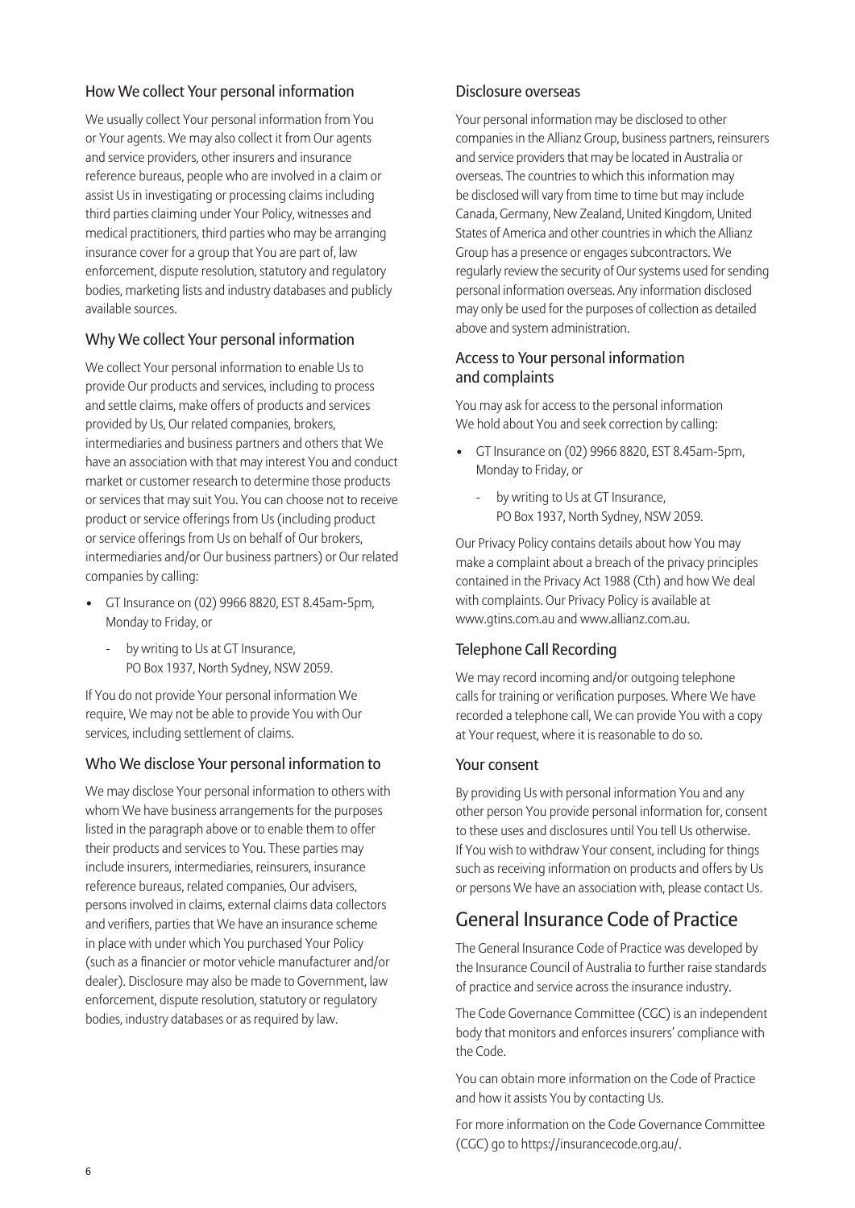### How We collect Your personal information

We usually collect Your personal information from You or Your agents. We may also collect it from Our agents and service providers, other insurers and insurance reference bureaus, people who are involved in a claim or assist Us in investigating or processing claims including third parties claiming under Your Policy, witnesses and medical practitioners, third parties who may be arranging insurance cover for a group that You are part of, law enforcement, dispute resolution, statutory and regulatory bodies, marketing lists and industry databases and publicly available sources.

### Why We collect Your personal information

We collect Your personal information to enable Us to provide Our products and services, including to process and settle claims, make offers of products and services provided by Us, Our related companies, brokers, intermediaries and business partners and others that We have an association with that may interest You and conduct market or customer research to determine those products or services that may suit You. You can choose not to receive product or service offerings from Us (including product or service offerings from Us on behalf of Our brokers, intermediaries and/or Our business partners) or Our related companies by calling:

- GT Insurance on (02) 9966 8820, EST 8.45am-5pm, Monday to Friday, or
  - by writing to Us at GT Insurance, PO Box 1937, North Sydney, NSW 2059.

If You do not provide Your personal information We require, We may not be able to provide You with Our services, including settlement of claims.

### Who We disclose Your personal information to

We may disclose Your personal information to others with whom We have business arrangements for the purposes listed in the paragraph above or to enable them to offer their products and services to You. These parties may include insurers, intermediaries, reinsurers, insurance reference bureaus, related companies, Our advisers, persons involved in claims, external claims data collectors and verifiers, parties that We have an insurance scheme in place with under which You purchased Your Policy (such as a financier or motor vehicle manufacturer and/or dealer). Disclosure may also be made to Government, law enforcement, dispute resolution, statutory or regulatory bodies, industry databases or as required by law.

### Disclosure overseas

Your personal information may be disclosed to other companies in the Allianz Group, business partners, reinsurers and service providers that may be located in Australia or overseas. The countries to which this information may be disclosed will vary from time to time but may include Canada, Germany, New Zealand, United Kingdom, United States of America and other countries in which the Allianz Group has a presence or engages subcontractors. We regularly review the security of Our systems used for sending personal information overseas. Any information disclosed may only be used for the purposes of collection as detailed above and system administration.

### Access to Your personal information and complaints

You may ask for access to the personal information We hold about You and seek correction by calling:

- GT Insurance on (02) 9966 8820, EST 8.45am-5pm, Monday to Friday, or
  - by writing to Us at GT Insurance, PO Box 1937, North Sydney, NSW 2059.

Our Privacy Policy contains details about how You may make a complaint about a breach of the privacy principles contained in the Privacy Act 1988 (Cth) and how We deal with complaints. Our Privacy Policy is available at www.gtins.com.au and www.allianz.com.au.

### Telephone Call Recording

We may record incoming and/or outgoing telephone calls for training or verification purposes. Where We have recorded a telephone call, We can provide You with a copy at Your request, where it is reasonable to do so.

### Your consent

By providing Us with personal information You and any other person You provide personal information for, consent to these uses and disclosures until You tell Us otherwise. If You wish to withdraw Your consent, including for things such as receiving information on products and offers by Us or persons We have an association with, please contact Us.

## General Insurance Code of Practice

The General Insurance Code of Practice was developed by the Insurance Council of Australia to further raise standards of practice and service across the insurance industry.

The Code Governance Committee (CGC) is an independent body that monitors and enforces insurers' compliance with the Code.

You can obtain more information on the Code of Practice and how it assists You by contacting Us.

For more information on the Code Governance Committee (CGC) go to https://insurancecode.org.au/.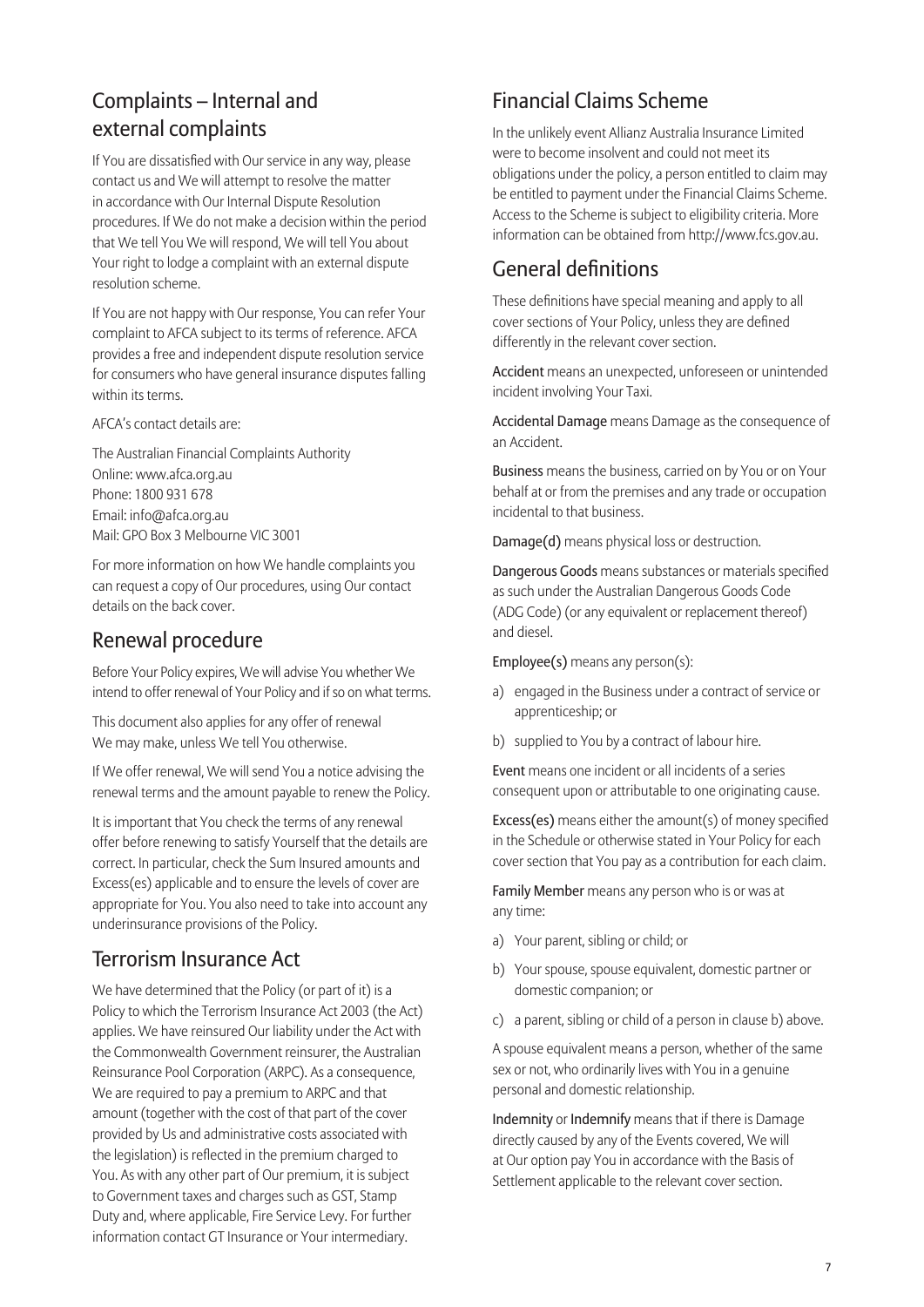## Complaints – Internal and external complaints

If You are dissatisfied with Our service in any way, please contact us and We will attempt to resolve the matter in accordance with Our Internal Dispute Resolution procedures. If We do not make a decision within the period that We tell You We will respond, We will tell You about Your right to lodge a complaint with an external dispute resolution scheme.

If You are not happy with Our response, You can refer Your complaint to AFCA subject to its terms of reference. AFCA provides a free and independent dispute resolution service for consumers who have general insurance disputes falling within its terms.

AFCA's contact details are:

The Australian Financial Complaints Authority
Online: www.afca.org.au
Phone: 1800 931 678
Email: info@afca.org.au
Mail: GPO Box 3 Melbourne VIC 3001

For more information on how We handle complaints you can request a copy of Our procedures, using Our contact details on the back cover.

## Renewal procedure

Before Your Policy expires, We will advise You whether We intend to offer renewal of Your Policy and if so on what terms.

This document also applies for any offer of renewal We may make, unless We tell You otherwise.

If We offer renewal, We will send You a notice advising the renewal terms and the amount payable to renew the Policy.

It is important that You check the terms of any renewal offer before renewing to satisfy Yourself that the details are correct. In particular, check the Sum Insured amounts and Excess(es) applicable and to ensure the levels of cover are appropriate for You. You also need to take into account any underinsurance provisions of the Policy.

## Terrorism Insurance Act

We have determined that the Policy (or part of it) is a Policy to which the Terrorism Insurance Act 2003 (the Act) applies. We have reinsured Our liability under the Act with the Commonwealth Government reinsurer, the Australian Reinsurance Pool Corporation (ARPC). As a consequence, We are required to pay a premium to ARPC and that amount (together with the cost of that part of the cover provided by Us and administrative costs associated with the legislation) is reflected in the premium charged to You. As with any other part of Our premium, it is subject to Government taxes and charges such as GST, Stamp Duty and, where applicable, Fire Service Levy. For further information contact GT Insurance or Your intermediary.

## Financial Claims Scheme

In the unlikely event Allianz Australia Insurance Limited were to become insolvent and could not meet its obligations under the policy, a person entitled to claim may be entitled to payment under the Financial Claims Scheme. Access to the Scheme is subject to eligibility criteria. More information can be obtained from http://www.fcs.gov.au.

## General definitions

These definitions have special meaning and apply to all cover sections of Your Policy, unless they are defined differently in the relevant cover section.

**Accident** means an unexpected, unforeseen or unintended incident involving Your Taxi.

**Accidental Damage** means Damage as the consequence of an Accident.

**Business** means the business, carried on by You or on Your behalf at or from the premises and any trade or occupation incidental to that business.

**Damage(d)** means physical loss or destruction.

**Dangerous Goods** means substances or materials specified as such under the Australian Dangerous Goods Code (ADG Code) (or any equivalent or replacement thereof) and diesel.

**Employee(s)** means any person(s):

a) engaged in the Business under a contract of service or apprenticeship; or
b) supplied to You by a contract of labour hire.

**Event** means one incident or all incidents of a series consequent upon or attributable to one originating cause.

**Excess(es)** means either the amount(s) of money specified in the Schedule or otherwise stated in Your Policy for each cover section that You pay as a contribution for each claim.

**Family Member** means any person who is or was at any time:

a) Your parent, sibling or child; or
b) Your spouse, spouse equivalent, domestic partner or domestic companion; or
c) a parent, sibling or child of a person in clause b) above.

A spouse equivalent means a person, whether of the same sex or not, who ordinarily lives with You in a genuine personal and domestic relationship.

**Indemnity** or **Indemnify** means that if there is Damage directly caused by any of the Events covered, We will at Our option pay You in accordance with the Basis of Settlement applicable to the relevant cover section.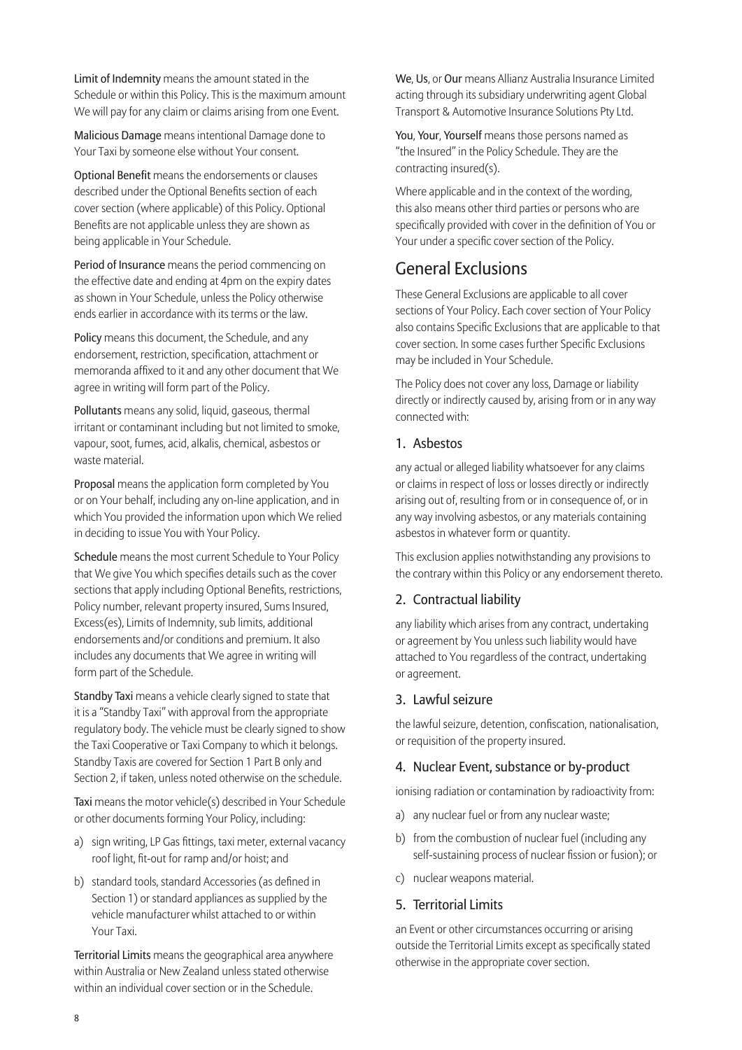**Limit of Indemnity** means the amount stated in the Schedule or within this Policy. This is the maximum amount We will pay for any claim or claims arising from one Event.

**Malicious Damage** means intentional Damage done to Your Taxi by someone else without Your consent.

**Optional Benefit** means the endorsements or clauses described under the Optional Benefits section of each cover section (where applicable) of this Policy. Optional Benefits are not applicable unless they are shown as being applicable in Your Schedule.

**Period of Insurance** means the period commencing on the effective date and ending at 4pm on the expiry dates as shown in Your Schedule, unless the Policy otherwise ends earlier in accordance with its terms or the law.

**Policy** means this document, the Schedule, and any endorsement, restriction, specification, attachment or memoranda affixed to it and any other document that We agree in writing will form part of the Policy.

**Pollutants** means any solid, liquid, gaseous, thermal irritant or contaminant including but not limited to smoke, vapour, soot, fumes, acid, alkalis, chemical, asbestos or waste material.

**Proposal** means the application form completed by You or on Your behalf, including any on-line application, and in which You provided the information upon which We relied in deciding to issue You with Your Policy.

**Schedule** means the most current Schedule to Your Policy that We give You which specifies details such as the cover sections that apply including Optional Benefits, restrictions, Policy number, relevant property insured, Sums Insured, Excess(es), Limits of Indemnity, sub limits, additional endorsements and/or conditions and premium. It also includes any documents that We agree in writing will form part of the Schedule.

**Standby Taxi** means a vehicle clearly signed to state that it is a "Standby Taxi" with approval from the appropriate regulatory body. The vehicle must be clearly signed to show the Taxi Cooperative or Taxi Company to which it belongs. Standby Taxis are covered for Section 1 Part B only and Section 2, if taken, unless noted otherwise on the schedule.

**Taxi** means the motor vehicle(s) described in Your Schedule or other documents forming Your Policy, including:

a) sign writing, LP Gas fittings, taxi meter, external vacancy roof light, fit-out for ramp and/or hoist; and
b) standard tools, standard Accessories (as defined in Section 1) or standard appliances as supplied by the vehicle manufacturer whilst attached to or within Your Taxi.

**Territorial Limits** means the geographical area anywhere within Australia or New Zealand unless stated otherwise within an individual cover section or in the Schedule.

**We**, **Us**, or **Our** means Allianz Australia Insurance Limited acting through its subsidiary underwriting agent Global Transport & Automotive Insurance Solutions Pty Ltd.

**You**, **Your**, **Yourself** means those persons named as "the Insured" in the Policy Schedule. They are the contracting insured(s).

Where applicable and in the context of the wording, this also means other third parties or persons who are specifically provided with cover in the definition of You or Your under a specific cover section of the Policy.

# General Exclusions

These General Exclusions are applicable to all cover sections of Your Policy. Each cover section of Your Policy also contains Specific Exclusions that are applicable to that cover section. In some cases further Specific Exclusions may be included in Your Schedule.

The Policy does not cover any loss, Damage or liability directly or indirectly caused by, arising from or in any way connected with:

## 1. Asbestos

any actual or alleged liability whatsoever for any claims or claims in respect of loss or losses directly or indirectly arising out of, resulting from or in consequence of, or in any way involving asbestos, or any materials containing asbestos in whatever form or quantity.

This exclusion applies notwithstanding any provisions to the contrary within this Policy or any endorsement thereto.

## 2. Contractual liability

any liability which arises from any contract, undertaking or agreement by You unless such liability would have attached to You regardless of the contract, undertaking or agreement.

## 3. Lawful seizure

the lawful seizure, detention, confiscation, nationalisation, or requisition of the property insured.

## 4. Nuclear Event, substance or by-product

ionising radiation or contamination by radioactivity from:

a) any nuclear fuel or from any nuclear waste;
b) from the combustion of nuclear fuel (including any self-sustaining process of nuclear fission or fusion); or
c) nuclear weapons material.

## 5. Territorial Limits

an Event or other circumstances occurring or arising outside the Territorial Limits except as specifically stated otherwise in the appropriate cover section.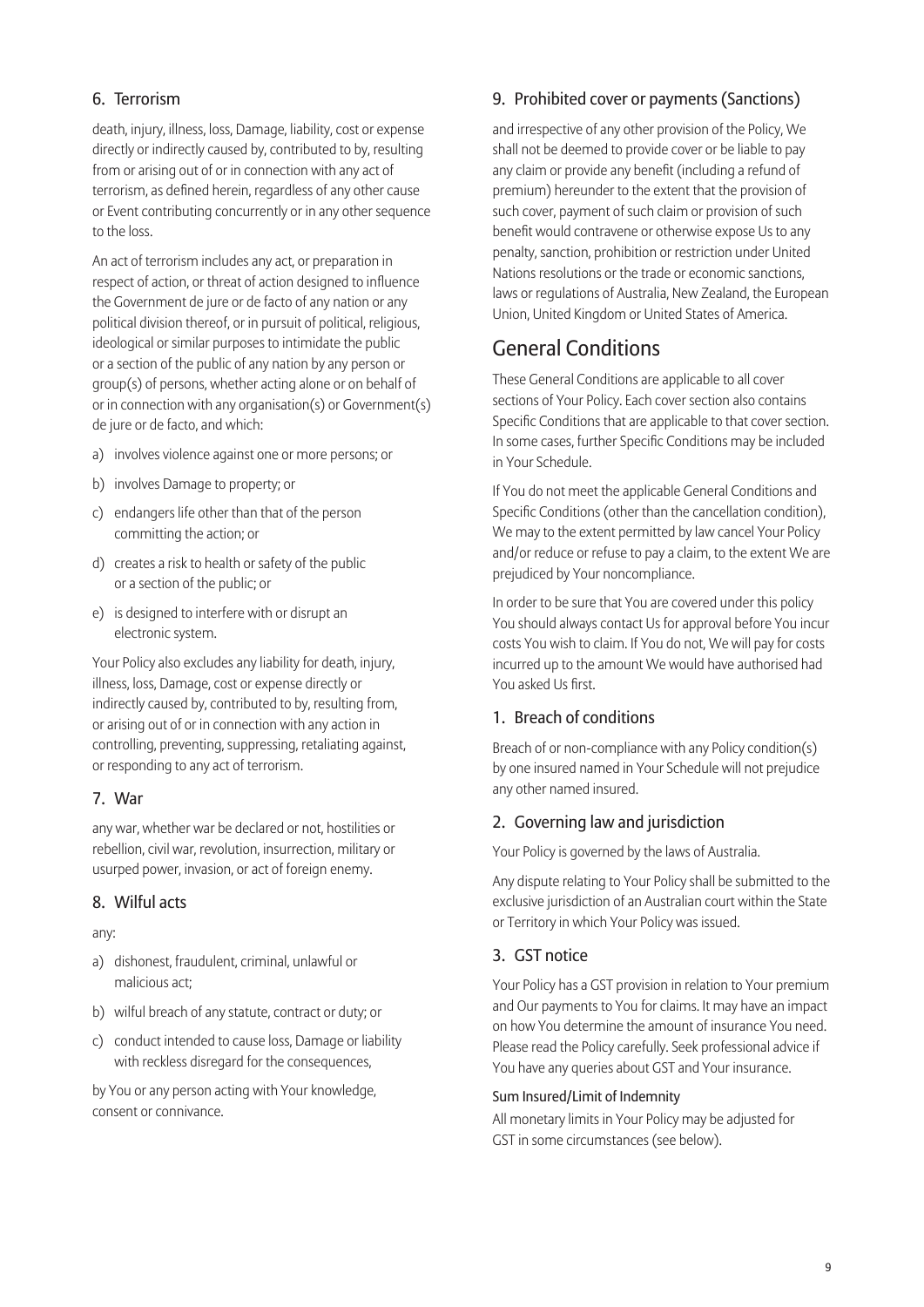### 6. Terrorism

death, injury, illness, loss, Damage, liability, cost or expense directly or indirectly caused by, contributed to by, resulting from or arising out of or in connection with any act of terrorism, as defined herein, regardless of any other cause or Event contributing concurrently or in any other sequence to the loss.

An act of terrorism includes any act, or preparation in respect of action, or threat of action designed to influence the Government de jure or de facto of any nation or any political division thereof, or in pursuit of political, religious, ideological or similar purposes to intimidate the public or a section of the public of any nation by any person or group(s) of persons, whether acting alone or on behalf of or in connection with any organisation(s) or Government(s) de jure or de facto, and which:

a) involves violence against one or more persons; or
b) involves Damage to property; or
c) endangers life other than that of the person committing the action; or
d) creates a risk to health or safety of the public or a section of the public; or
e) is designed to interfere with or disrupt an electronic system.

Your Policy also excludes any liability for death, injury, illness, loss, Damage, cost or expense directly or indirectly caused by, contributed to by, resulting from, or arising out of or in connection with any action in controlling, preventing, suppressing, retaliating against, or responding to any act of terrorism.

### 7. War

any war, whether war be declared or not, hostilities or rebellion, civil war, revolution, insurrection, military or usurped power, invasion, or act of foreign enemy.

### 8. Wilful acts

any:

a) dishonest, fraudulent, criminal, unlawful or malicious act;
b) wilful breach of any statute, contract or duty; or
c) conduct intended to cause loss, Damage or liability with reckless disregard for the consequences,

by You or any person acting with Your knowledge, consent or connivance.

### 9. Prohibited cover or payments (Sanctions)

and irrespective of any other provision of the Policy, We shall not be deemed to provide cover or be liable to pay any claim or provide any benefit (including a refund of premium) hereunder to the extent that the provision of such cover, payment of such claim or provision of such benefit would contravene or otherwise expose Us to any penalty, sanction, prohibition or restriction under United Nations resolutions or the trade or economic sanctions, laws or regulations of Australia, New Zealand, the European Union, United Kingdom or United States of America.

## General Conditions

These General Conditions are applicable to all cover sections of Your Policy. Each cover section also contains Specific Conditions that are applicable to that cover section. In some cases, further Specific Conditions may be included in Your Schedule.

If You do not meet the applicable General Conditions and Specific Conditions (other than the cancellation condition), We may to the extent permitted by law cancel Your Policy and/or reduce or refuse to pay a claim, to the extent We are prejudiced by Your noncompliance.

In order to be sure that You are covered under this policy You should always contact Us for approval before You incur costs You wish to claim. If You do not, We will pay for costs incurred up to the amount We would have authorised had You asked Us first.

### 1. Breach of conditions

Breach of or non-compliance with any Policy condition(s) by one insured named in Your Schedule will not prejudice any other named insured.

### 2. Governing law and jurisdiction

Your Policy is governed by the laws of Australia.

Any dispute relating to Your Policy shall be submitted to the exclusive jurisdiction of an Australian court within the State or Territory in which Your Policy was issued.

### 3. GST notice

Your Policy has a GST provision in relation to Your premium and Our payments to You for claims. It may have an impact on how You determine the amount of insurance You need. Please read the Policy carefully. Seek professional advice if You have any queries about GST and Your insurance.

#### Sum Insured/Limit of Indemnity

All monetary limits in Your Policy may be adjusted for GST in some circumstances (see below).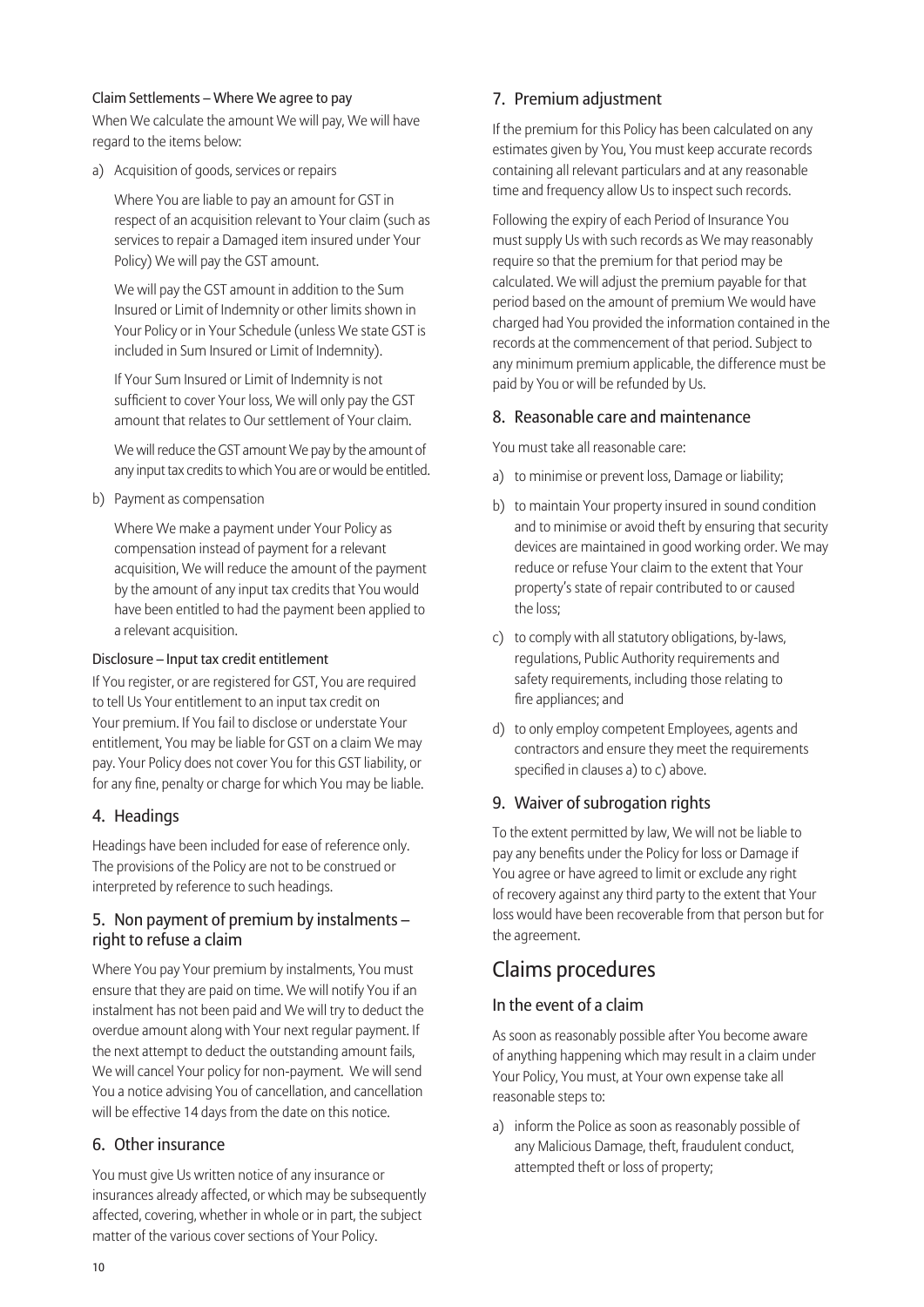#### Claim Settlements – Where We agree to pay

When We calculate the amount We will pay, We will have regard to the items below:

a) Acquisition of goods, services or repairs

   Where You are liable to pay an amount for GST in respect of an acquisition relevant to Your claim (such as services to repair a Damaged item insured under Your Policy) We will pay the GST amount.

   We will pay the GST amount in addition to the Sum Insured or Limit of Indemnity or other limits shown in Your Policy or in Your Schedule (unless We state GST is included in Sum Insured or Limit of Indemnity).

   If Your Sum Insured or Limit of Indemnity is not sufficient to cover Your loss, We will only pay the GST amount that relates to Our settlement of Your claim.

   We will reduce the GST amount We pay by the amount of any input tax credits to which You are or would be entitled.

b) Payment as compensation

   Where We make a payment under Your Policy as compensation instead of payment for a relevant acquisition, We will reduce the amount of the payment by the amount of any input tax credits that You would have been entitled to had the payment been applied to a relevant acquisition.

#### Disclosure – Input tax credit entitlement

If You register, or are registered for GST, You are required to tell Us Your entitlement to an input tax credit on Your premium. If You fail to disclose or understate Your entitlement, You may be liable for GST on a claim We may pay. Your Policy does not cover You for this GST liability, or for any fine, penalty or charge for which You may be liable.

### 4. Headings

Headings have been included for ease of reference only. The provisions of the Policy are not to be construed or interpreted by reference to such headings.

### 5. Non payment of premium by instalments – right to refuse a claim

Where You pay Your premium by instalments, You must ensure that they are paid on time. We will notify You if an instalment has not been paid and We will try to deduct the overdue amount along with Your next regular payment. If the next attempt to deduct the outstanding amount fails, We will cancel Your policy for non-payment. We will send You a notice advising You of cancellation, and cancellation will be effective 14 days from the date on this notice.

### 6. Other insurance

You must give Us written notice of any insurance or insurances already affected, or which may be subsequently affected, covering, whether in whole or in part, the subject matter of the various cover sections of Your Policy.

### 7. Premium adjustment

If the premium for this Policy has been calculated on any estimates given by You, You must keep accurate records containing all relevant particulars and at any reasonable time and frequency allow Us to inspect such records.

Following the expiry of each Period of Insurance You must supply Us with such records as We may reasonably require so that the premium for that period may be calculated. We will adjust the premium payable for that period based on the amount of premium We would have charged had You provided the information contained in the records at the commencement of that period. Subject to any minimum premium applicable, the difference must be paid by You or will be refunded by Us.

### 8. Reasonable care and maintenance

You must take all reasonable care:

a) to minimise or prevent loss, Damage or liability;
b) to maintain Your property insured in sound condition and to minimise or avoid theft by ensuring that security devices are maintained in good working order. We may reduce or refuse Your claim to the extent that Your property's state of repair contributed to or caused the loss;
c) to comply with all statutory obligations, by-laws, regulations, Public Authority requirements and safety requirements, including those relating to fire appliances; and
d) to only employ competent Employees, agents and contractors and ensure they meet the requirements specified in clauses a) to c) above.

### 9. Waiver of subrogation rights

To the extent permitted by law, We will not be liable to pay any benefits under the Policy for loss or Damage if You agree or have agreed to limit or exclude any right of recovery against any third party to the extent that Your loss would have been recoverable from that person but for the agreement.

## Claims procedures

### In the event of a claim

As soon as reasonably possible after You become aware of anything happening which may result in a claim under Your Policy, You must, at Your own expense take all reasonable steps to:

a) inform the Police as soon as reasonably possible of any Malicious Damage, theft, fraudulent conduct, attempted theft or loss of property;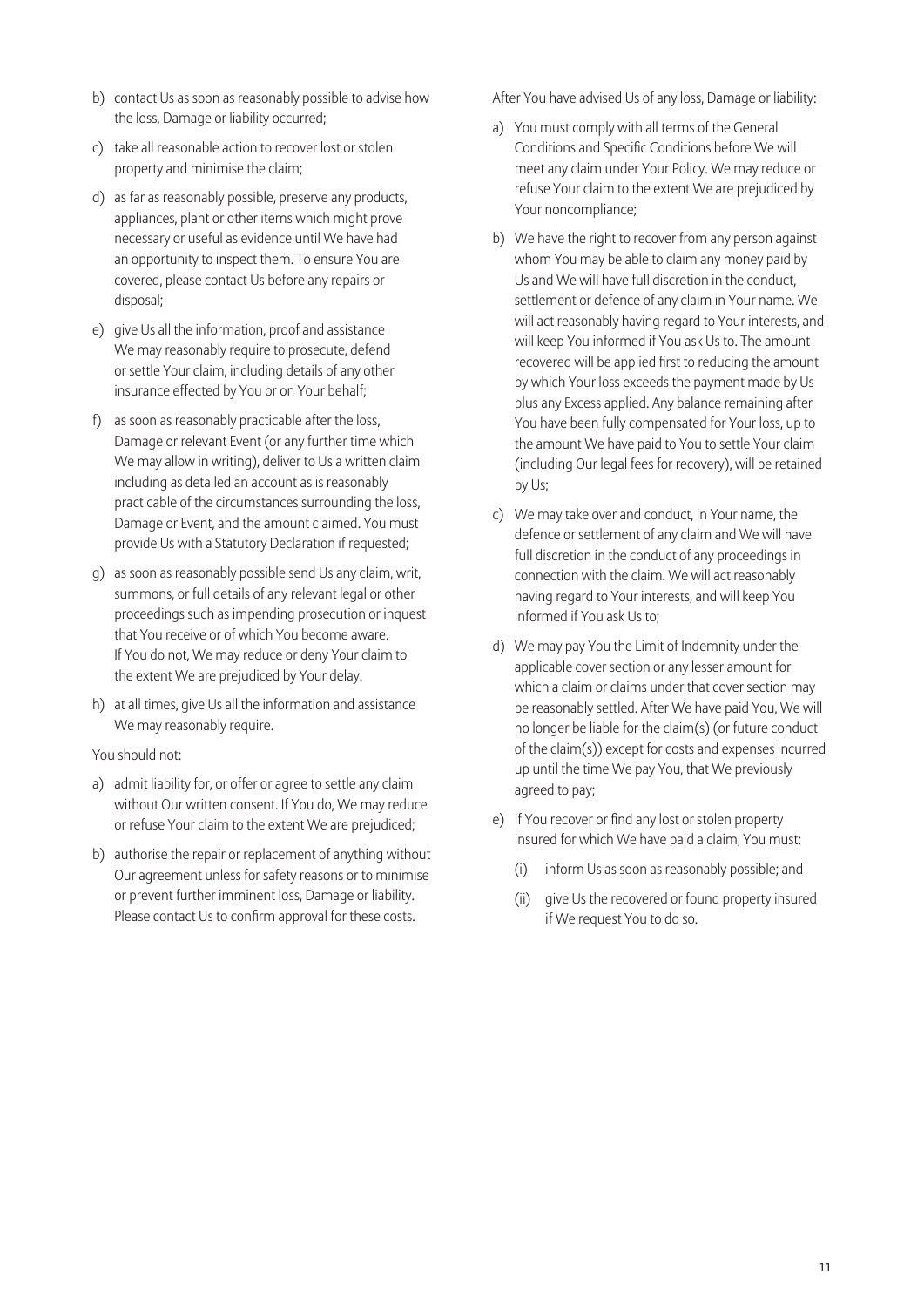b) contact Us as soon as reasonably possible to advise how the loss, Damage or liability occurred;

c) take all reasonable action to recover lost or stolen property and minimise the claim;

d) as far as reasonably possible, preserve any products, appliances, plant or other items which might prove necessary or useful as evidence until We have had an opportunity to inspect them. To ensure You are covered, please contact Us before any repairs or disposal;

e) give Us all the information, proof and assistance We may reasonably require to prosecute, defend or settle Your claim, including details of any other insurance effected by You or on Your behalf;

f) as soon as reasonably practicable after the loss, Damage or relevant Event (or any further time which We may allow in writing), deliver to Us a written claim including as detailed an account as is reasonably practicable of the circumstances surrounding the loss, Damage or Event, and the amount claimed. You must provide Us with a Statutory Declaration if requested;

g) as soon as reasonably possible send Us any claim, writ, summons, or full details of any relevant legal or other proceedings such as impending prosecution or inquest that You receive or of which You become aware. If You do not, We may reduce or deny Your claim to the extent We are prejudiced by Your delay.

h) at all times, give Us all the information and assistance We may reasonably require.

You should not:

a) admit liability for, or offer or agree to settle any claim without Our written consent. If You do, We may reduce or refuse Your claim to the extent We are prejudiced;

b) authorise the repair or replacement of anything without Our agreement unless for safety reasons or to minimise or prevent further imminent loss, Damage or liability. Please contact Us to confirm approval for these costs.

After You have advised Us of any loss, Damage or liability:

a) You must comply with all terms of the General Conditions and Specific Conditions before We will meet any claim under Your Policy. We may reduce or refuse Your claim to the extent We are prejudiced by Your noncompliance;

b) We have the right to recover from any person against whom You may be able to claim any money paid by Us and We will have full discretion in the conduct, settlement or defence of any claim in Your name. We will act reasonably having regard to Your interests, and will keep You informed if You ask Us to. The amount recovered will be applied first to reducing the amount by which Your loss exceeds the payment made by Us plus any Excess applied. Any balance remaining after You have been fully compensated for Your loss, up to the amount We have paid to You to settle Your claim (including Our legal fees for recovery), will be retained by Us;

c) We may take over and conduct, in Your name, the defence or settlement of any claim and We will have full discretion in the conduct of any proceedings in connection with the claim. We will act reasonably having regard to Your interests, and will keep You informed if You ask Us to;

d) We may pay You the Limit of Indemnity under the applicable cover section or any lesser amount for which a claim or claims under that cover section may be reasonably settled. After We have paid You, We will no longer be liable for the claim(s) (or future conduct of the claim(s)) except for costs and expenses incurred up until the time We pay You, that We previously agreed to pay;

e) if You recover or find any lost or stolen property insured for which We have paid a claim, You must:

   (i) inform Us as soon as reasonably possible; and

   (ii) give Us the recovered or found property insured if We request You to do so.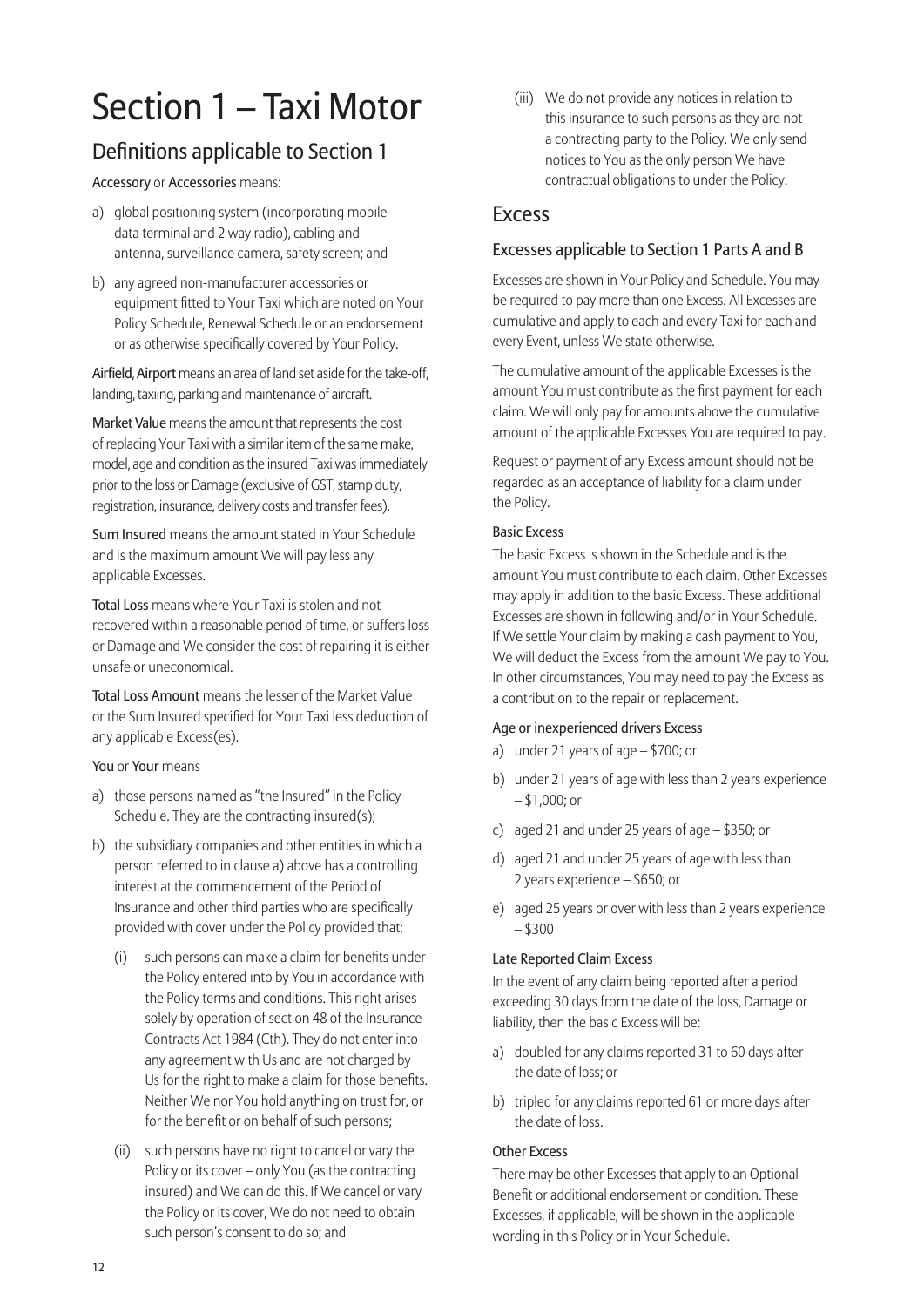# Section 1 – Taxi Motor

## Definitions applicable to Section 1

**Accessory** or **Accessories** means:

a) global positioning system (incorporating mobile data terminal and 2 way radio), cabling and antenna, surveillance camera, safety screen; and

b) any agreed non-manufacturer accessories or equipment fitted to Your Taxi which are noted on Your Policy Schedule, Renewal Schedule or an endorsement or as otherwise specifically covered by Your Policy.

**Airfield**, **Airport** means an area of land set aside for the take-off, landing, taxiing, parking and maintenance of aircraft.

**Market Value** means the amount that represents the cost of replacing Your Taxi with a similar item of the same make, model, age and condition as the insured Taxi was immediately prior to the loss or Damage (exclusive of GST, stamp duty, registration, insurance, delivery costs and transfer fees).

**Sum Insured** means the amount stated in Your Schedule and is the maximum amount We will pay less any applicable Excesses.

**Total Loss** means where Your Taxi is stolen and not recovered within a reasonable period of time, or suffers loss or Damage and We consider the cost of repairing it is either unsafe or uneconomical.

**Total Loss Amount** means the lesser of the Market Value or the Sum Insured specified for Your Taxi less deduction of any applicable Excess(es).

**You** or **Your** means

a) those persons named as "the Insured" in the Policy Schedule. They are the contracting insured(s);

b) the subsidiary companies and other entities in which a person referred to in clause a) above has a controlling interest at the commencement of the Period of Insurance and other third parties who are specifically provided with cover under the Policy provided that:

   (i) such persons can make a claim for benefits under the Policy entered into by You in accordance with the Policy terms and conditions. This right arises solely by operation of section 48 of the Insurance Contracts Act 1984 (Cth). They do not enter into any agreement with Us and are not charged by Us for the right to make a claim for those benefits. Neither We nor You hold anything on trust for, or for the benefit or on behalf of such persons;

   (ii) such persons have no right to cancel or vary the Policy or its cover – only You (as the contracting insured) and We can do this. If We cancel or vary the Policy or its cover, We do not need to obtain such person's consent to do so; and

   (iii) We do not provide any notices in relation to this insurance to such persons as they are not a contracting party to the Policy. We only send notices to You as the only person We have contractual obligations to under the Policy.

## Excess

### Excesses applicable to Section 1 Parts A and B

Excesses are shown in Your Policy and Schedule. You may be required to pay more than one Excess. All Excesses are cumulative and apply to each and every Taxi for each and every Event, unless We state otherwise.

The cumulative amount of the applicable Excesses is the amount You must contribute as the first payment for each claim. We will only pay for amounts above the cumulative amount of the applicable Excesses You are required to pay.

Request or payment of any Excess amount should not be regarded as an acceptance of liability for a claim under the Policy.

#### Basic Excess

The basic Excess is shown in the Schedule and is the amount You must contribute to each claim. Other Excesses may apply in addition to the basic Excess. These additional Excesses are shown in following and/or in Your Schedule. If We settle Your claim by making a cash payment to You, We will deduct the Excess from the amount We pay to You. In other circumstances, You may need to pay the Excess as a contribution to the repair or replacement.

#### Age or inexperienced drivers Excess

a) under 21 years of age – $700; or

b) under 21 years of age with less than 2 years experience – $1,000; or

c) aged 21 and under 25 years of age – $350; or

d) aged 21 and under 25 years of age with less than 2 years experience – $650; or

e) aged 25 years or over with less than 2 years experience – $300

#### Late Reported Claim Excess

In the event of any claim being reported after a period exceeding 30 days from the date of the loss, Damage or liability, then the basic Excess will be:

a) doubled for any claims reported 31 to 60 days after the date of loss; or

b) tripled for any claims reported 61 or more days after the date of loss.

#### Other Excess

There may be other Excesses that apply to an Optional Benefit or additional endorsement or condition. These Excesses, if applicable, will be shown in the applicable wording in this Policy or in Your Schedule.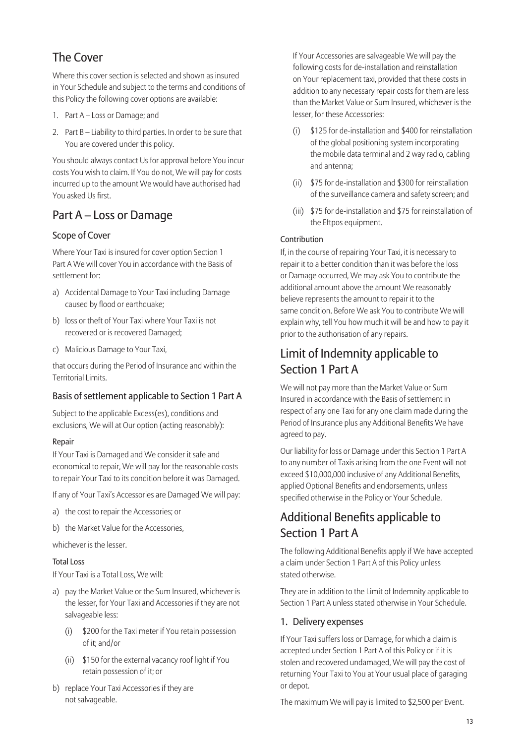## The Cover

Where this cover section is selected and shown as insured in Your Schedule and subject to the terms and conditions of this Policy the following cover options are available:

1. Part A – Loss or Damage; and
2. Part B – Liability to third parties. In order to be sure that You are covered under this policy.

You should always contact Us for approval before You incur costs You wish to claim. If You do not, We will pay for costs incurred up to the amount We would have authorised had You asked Us first.

## Part A – Loss or Damage

### Scope of Cover

Where Your Taxi is insured for cover option Section 1 Part A We will cover You in accordance with the Basis of settlement for:

a) Accidental Damage to Your Taxi including Damage caused by flood or earthquake;

b) loss or theft of Your Taxi where Your Taxi is not recovered or is recovered Damaged;

c) Malicious Damage to Your Taxi,

that occurs during the Period of Insurance and within the Territorial Limits.

### Basis of settlement applicable to Section 1 Part A

Subject to the applicable Excess(es), conditions and exclusions, We will at Our option (acting reasonably):

#### Repair

If Your Taxi is Damaged and We consider it safe and economical to repair, We will pay for the reasonable costs to repair Your Taxi to its condition before it was Damaged.

If any of Your Taxi's Accessories are Damaged We will pay:

a) the cost to repair the Accessories; or

b) the Market Value for the Accessories,

whichever is the lesser.

#### Total Loss

If Your Taxi is a Total Loss, We will:

a) pay the Market Value or the Sum Insured, whichever is the lesser, for Your Taxi and Accessories if they are not salvageable less:
   (i) $200 for the Taxi meter if You retain possession of it; and/or
   (ii) $150 for the external vacancy roof light if You retain possession of it; or

b) replace Your Taxi Accessories if they are not salvageable.

If Your Accessories are salvageable We will pay the following costs for de-installation and reinstallation on Your replacement taxi, provided that these costs in addition to any necessary repair costs for them are less than the Market Value or Sum Insured, whichever is the lesser, for these Accessories:

(i) $125 for de-installation and $400 for reinstallation of the global positioning system incorporating the mobile data terminal and 2 way radio, cabling and antenna;

(ii) $75 for de-installation and $300 for reinstallation of the surveillance camera and safety screen; and

(iii) $75 for de-installation and $75 for reinstallation of the Eftpos equipment.

#### Contribution

If, in the course of repairing Your Taxi, it is necessary to repair it to a better condition than it was before the loss or Damage occurred, We may ask You to contribute the additional amount above the amount We reasonably believe represents the amount to repair it to the same condition. Before We ask You to contribute We will explain why, tell You how much it will be and how to pay it prior to the authorisation of any repairs.

## Limit of Indemnity applicable to Section 1 Part A

We will not pay more than the Market Value or Sum Insured in accordance with the Basis of settlement in respect of any one Taxi for any one claim made during the Period of Insurance plus any Additional Benefits We have agreed to pay.

Our liability for loss or Damage under this Section 1 Part A to any number of Taxis arising from the one Event will not exceed $10,000,000 inclusive of any Additional Benefits, applied Optional Benefits and endorsements, unless specified otherwise in the Policy or Your Schedule.

## Additional Benefits applicable to Section 1 Part A

The following Additional Benefits apply if We have accepted a claim under Section 1 Part A of this Policy unless stated otherwise.

They are in addition to the Limit of Indemnity applicable to Section 1 Part A unless stated otherwise in Your Schedule.

### 1. Delivery expenses

If Your Taxi suffers loss or Damage, for which a claim is accepted under Section 1 Part A of this Policy or if it is stolen and recovered undamaged, We will pay the cost of returning Your Taxi to You at Your usual place of garaging or depot.

The maximum We will pay is limited to $2,500 per Event.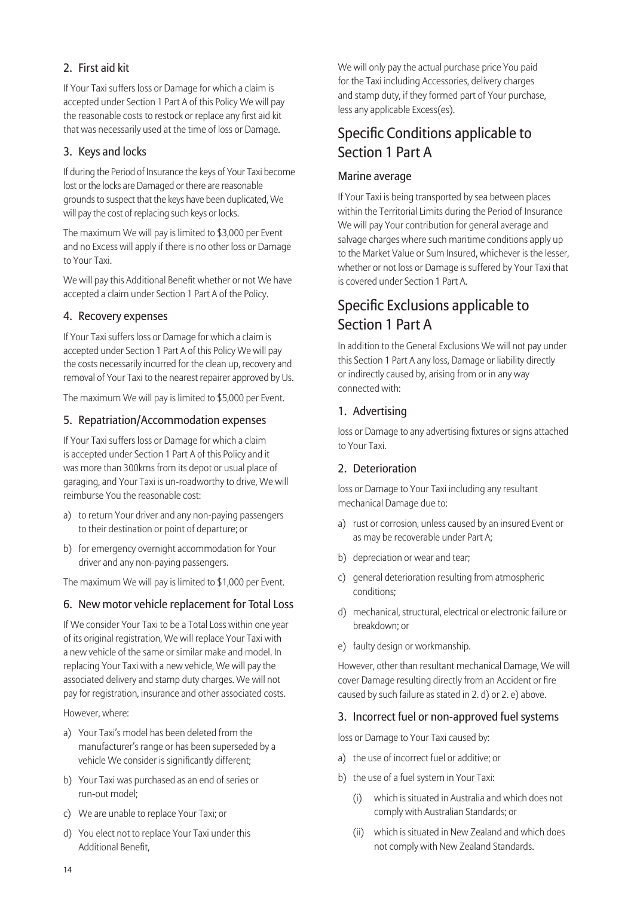### 2. First aid kit

If Your Taxi suffers loss or Damage for which a claim is accepted under Section 1 Part A of this Policy We will pay the reasonable costs to restock or replace any first aid kit that was necessarily used at the time of loss or Damage.

### 3. Keys and locks

If during the Period of Insurance the keys of Your Taxi become lost or the locks are Damaged or there are reasonable grounds to suspect that the keys have been duplicated, We will pay the cost of replacing such keys or locks.

The maximum We will pay is limited to $3,000 per Event and no Excess will apply if there is no other loss or Damage to Your Taxi.

We will pay this Additional Benefit whether or not We have accepted a claim under Section 1 Part A of the Policy.

### 4. Recovery expenses

If Your Taxi suffers loss or Damage for which a claim is accepted under Section 1 Part A of this Policy We will pay the costs necessarily incurred for the clean up, recovery and removal of Your Taxi to the nearest repairer approved by Us.

The maximum We will pay is limited to $5,000 per Event.

### 5. Repatriation/Accommodation expenses

If Your Taxi suffers loss or Damage for which a claim is accepted under Section 1 Part A of this Policy and it was more than 300kms from its depot or usual place of garaging, and Your Taxi is un-roadworthy to drive, We will reimburse You the reasonable cost:

a) to return Your driver and any non-paying passengers to their destination or point of departure; or

b) for emergency overnight accommodation for Your driver and any non-paying passengers.

The maximum We will pay is limited to $1,000 per Event.

### 6. New motor vehicle replacement for Total Loss

If We consider Your Taxi to be a Total Loss within one year of its original registration, We will replace Your Taxi with a new vehicle of the same or similar make and model. In replacing Your Taxi with a new vehicle, We will pay the associated delivery and stamp duty charges. We will not pay for registration, insurance and other associated costs.

However, where:

a) Your Taxi's model has been deleted from the manufacturer's range or has been superseded by a vehicle We consider is significantly different;

b) Your Taxi was purchased as an end of series or run-out model;

c) We are unable to replace Your Taxi; or

d) You elect not to replace Your Taxi under this Additional Benefit,

We will only pay the actual purchase price You paid for the Taxi including Accessories, delivery charges and stamp duty, if they formed part of Your purchase, less any applicable Excess(es).

## Specific Conditions applicable to Section 1 Part A

### Marine average

If Your Taxi is being transported by sea between places within the Territorial Limits during the Period of Insurance We will pay Your contribution for general average and salvage charges where such maritime conditions apply up to the Market Value or Sum Insured, whichever is the lesser, whether or not loss or Damage is suffered by Your Taxi that is covered under Section 1 Part A.

## Specific Exclusions applicable to Section 1 Part A

In addition to the General Exclusions We will not pay under this Section 1 Part A any loss, Damage or liability directly or indirectly caused by, arising from or in any way connected with:

### 1. Advertising

loss or Damage to any advertising fixtures or signs attached to Your Taxi.

### 2. Deterioration

loss or Damage to Your Taxi including any resultant mechanical Damage due to:

a) rust or corrosion, unless caused by an insured Event or as may be recoverable under Part A;

b) depreciation or wear and tear;

c) general deterioration resulting from atmospheric conditions;

d) mechanical, structural, electrical or electronic failure or breakdown; or

e) faulty design or workmanship.

However, other than resultant mechanical Damage, We will cover Damage resulting directly from an Accident or fire caused by such failure as stated in 2. d) or 2. e) above.

### 3. Incorrect fuel or non-approved fuel systems

loss or Damage to Your Taxi caused by:

a) the use of incorrect fuel or additive; or

b) the use of a fuel system in Your Taxi:

   (i) which is situated in Australia and which does not comply with Australian Standards; or

   (ii) which is situated in New Zealand and which does not comply with New Zealand Standards.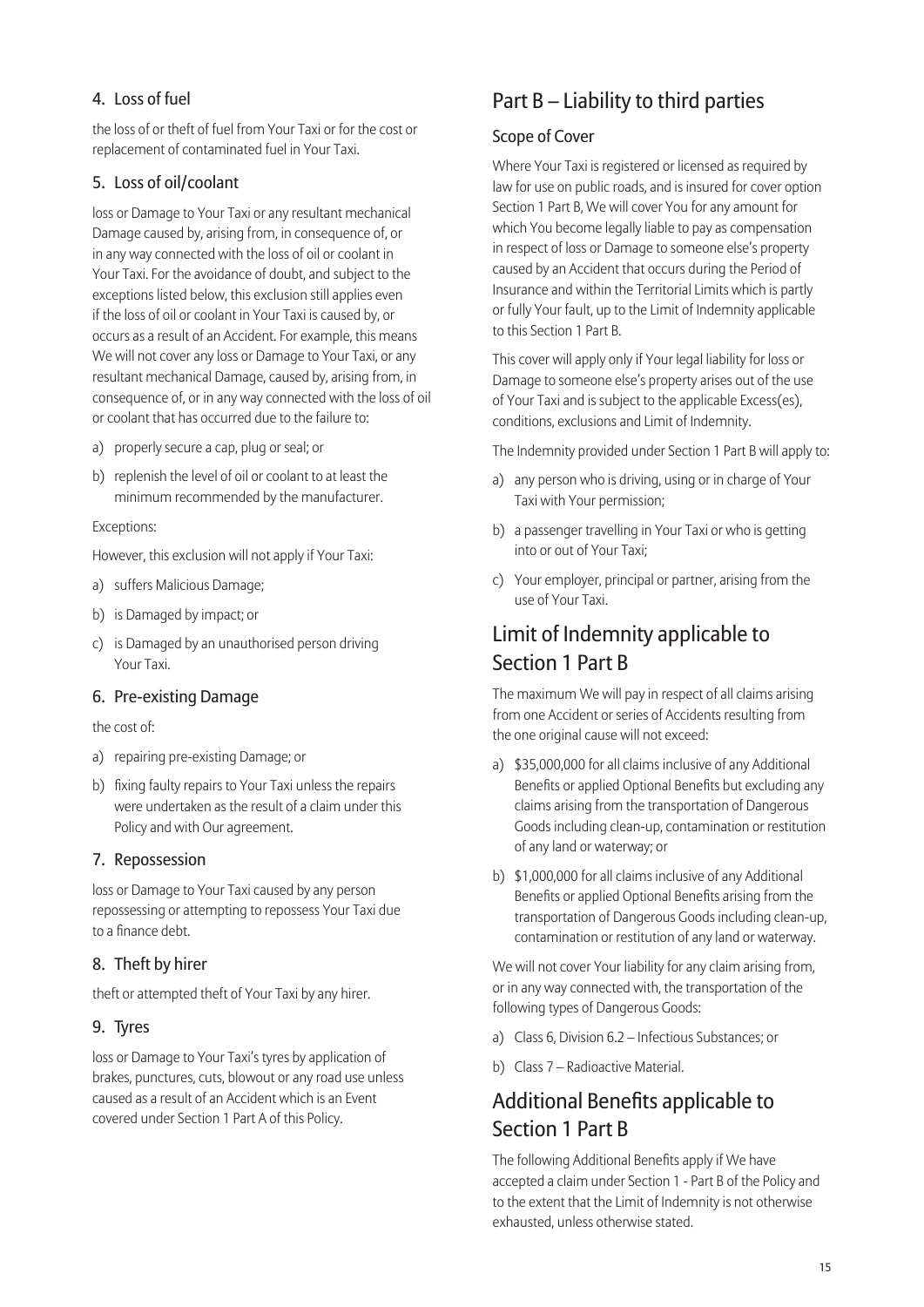### 4. Loss of fuel

the loss of or theft of fuel from Your Taxi or for the cost or replacement of contaminated fuel in Your Taxi.

### 5. Loss of oil/coolant

loss or Damage to Your Taxi or any resultant mechanical Damage caused by, arising from, in consequence of, or in any way connected with the loss of oil or coolant in Your Taxi. For the avoidance of doubt, and subject to the exceptions listed below, this exclusion still applies even if the loss of oil or coolant in Your Taxi is caused by, or occurs as a result of an Accident. For example, this means We will not cover any loss or Damage to Your Taxi, or any resultant mechanical Damage, caused by, arising from, in consequence of, or in any way connected with the loss of oil or coolant that has occurred due to the failure to:

a) properly secure a cap, plug or seal; or
b) replenish the level of oil or coolant to at least the minimum recommended by the manufacturer.

Exceptions:

However, this exclusion will not apply if Your Taxi:

a) suffers Malicious Damage;
b) is Damaged by impact; or
c) is Damaged by an unauthorised person driving Your Taxi.

### 6. Pre-existing Damage

the cost of:

a) repairing pre-existing Damage; or
b) fixing faulty repairs to Your Taxi unless the repairs were undertaken as the result of a claim under this Policy and with Our agreement.

### 7. Repossession

loss or Damage to Your Taxi caused by any person repossessing or attempting to repossess Your Taxi due to a finance debt.

### 8. Theft by hirer

theft or attempted theft of Your Taxi by any hirer.

### 9. Tyres

loss or Damage to Your Taxi's tyres by application of brakes, punctures, cuts, blowout or any road use unless caused as a result of an Accident which is an Event covered under Section 1 Part A of this Policy.

## Part B – Liability to third parties

### Scope of Cover

Where Your Taxi is registered or licensed as required by law for use on public roads, and is insured for cover option Section 1 Part B, We will cover You for any amount for which You become legally liable to pay as compensation in respect of loss or Damage to someone else's property caused by an Accident that occurs during the Period of Insurance and within the Territorial Limits which is partly or fully Your fault, up to the Limit of Indemnity applicable to this Section 1 Part B.

This cover will apply only if Your legal liability for loss or Damage to someone else's property arises out of the use of Your Taxi and is subject to the applicable Excess(es), conditions, exclusions and Limit of Indemnity.

The Indemnity provided under Section 1 Part B will apply to:

a) any person who is driving, using or in charge of Your Taxi with Your permission;
b) a passenger travelling in Your Taxi or who is getting into or out of Your Taxi;
c) Your employer, principal or partner, arising from the use of Your Taxi.

## Limit of Indemnity applicable to Section 1 Part B

The maximum We will pay in respect of all claims arising from one Accident or series of Accidents resulting from the one original cause will not exceed:

a) $35,000,000 for all claims inclusive of any Additional Benefits or applied Optional Benefits but excluding any claims arising from the transportation of Dangerous Goods including clean-up, contamination or restitution of any land or waterway; or
b) $1,000,000 for all claims inclusive of any Additional Benefits or applied Optional Benefits arising from the transportation of Dangerous Goods including clean-up, contamination or restitution of any land or waterway.

We will not cover Your liability for any claim arising from, or in any way connected with, the transportation of the following types of Dangerous Goods:

a) Class 6, Division 6.2 – Infectious Substances; or
b) Class 7 – Radioactive Material.

## Additional Benefits applicable to Section 1 Part B

The following Additional Benefits apply if We have accepted a claim under Section 1 - Part B of the Policy and to the extent that the Limit of Indemnity is not otherwise exhausted, unless otherwise stated.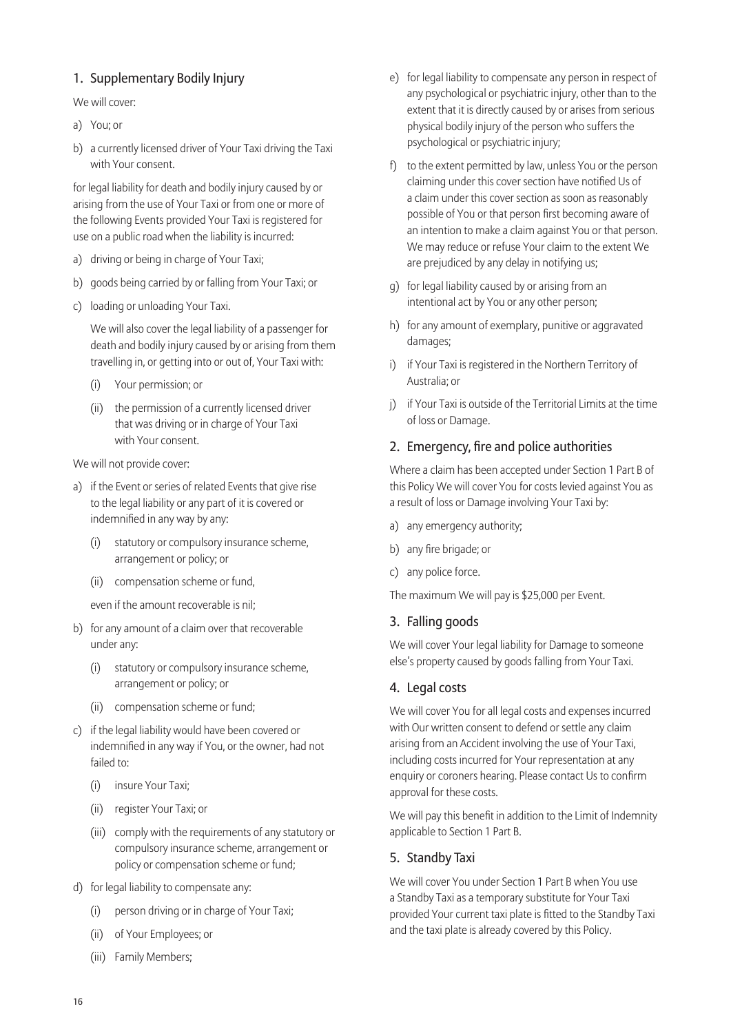## 1. Supplementary Bodily Injury

We will cover:

a) You; or

b) a currently licensed driver of Your Taxi driving the Taxi with Your consent.

for legal liability for death and bodily injury caused by or arising from the use of Your Taxi or from one or more of the following Events provided Your Taxi is registered for use on a public road when the liability is incurred:

a) driving or being in charge of Your Taxi;

b) goods being carried by or falling from Your Taxi; or

c) loading or unloading Your Taxi.

We will also cover the legal liability of a passenger for death and bodily injury caused by or arising from them travelling in, or getting into or out of, Your Taxi with:

(i) Your permission; or

(ii) the permission of a currently licensed driver that was driving or in charge of Your Taxi with Your consent.

We will not provide cover:

a) if the Event or series of related Events that give rise to the legal liability or any part of it is covered or indemnified in any way by any:

(i) statutory or compulsory insurance scheme, arrangement or policy; or

(ii) compensation scheme or fund,

even if the amount recoverable is nil;

b) for any amount of a claim over that recoverable under any:

(i) statutory or compulsory insurance scheme, arrangement or policy; or

(ii) compensation scheme or fund;

c) if the legal liability would have been covered or indemnified in any way if You, or the owner, had not failed to:

(i) insure Your Taxi;

(ii) register Your Taxi; or

(iii) comply with the requirements of any statutory or compulsory insurance scheme, arrangement or policy or compensation scheme or fund;

d) for legal liability to compensate any:

(i) person driving or in charge of Your Taxi;

(ii) of Your Employees; or

(iii) Family Members;

e) for legal liability to compensate any person in respect of any psychological or psychiatric injury, other than to the extent that it is directly caused by or arises from serious physical bodily injury of the person who suffers the psychological or psychiatric injury;

f) to the extent permitted by law, unless You or the person claiming under this cover section have notified Us of a claim under this cover section as soon as reasonably possible of You or that person first becoming aware of an intention to make a claim against You or that person. We may reduce or refuse Your claim to the extent We are prejudiced by any delay in notifying us;

g) for legal liability caused by or arising from an intentional act by You or any other person;

h) for any amount of exemplary, punitive or aggravated damages;

i) if Your Taxi is registered in the Northern Territory of Australia; or

j) if Your Taxi is outside of the Territorial Limits at the time of loss or Damage.

## 2. Emergency, fire and police authorities

Where a claim has been accepted under Section 1 Part B of this Policy We will cover You for costs levied against You as a result of loss or Damage involving Your Taxi by:

a) any emergency authority;

b) any fire brigade; or

c) any police force.

The maximum We will pay is $25,000 per Event.

## 3. Falling goods

We will cover Your legal liability for Damage to someone else's property caused by goods falling from Your Taxi.

## 4. Legal costs

We will cover You for all legal costs and expenses incurred with Our written consent to defend or settle any claim arising from an Accident involving the use of Your Taxi, including costs incurred for Your representation at any enquiry or coroners hearing. Please contact Us to confirm approval for these costs.

We will pay this benefit in addition to the Limit of Indemnity applicable to Section 1 Part B.

## 5. Standby Taxi

We will cover You under Section 1 Part B when You use a Standby Taxi as a temporary substitute for Your Taxi provided Your current taxi plate is fitted to the Standby Taxi and the taxi plate is already covered by this Policy.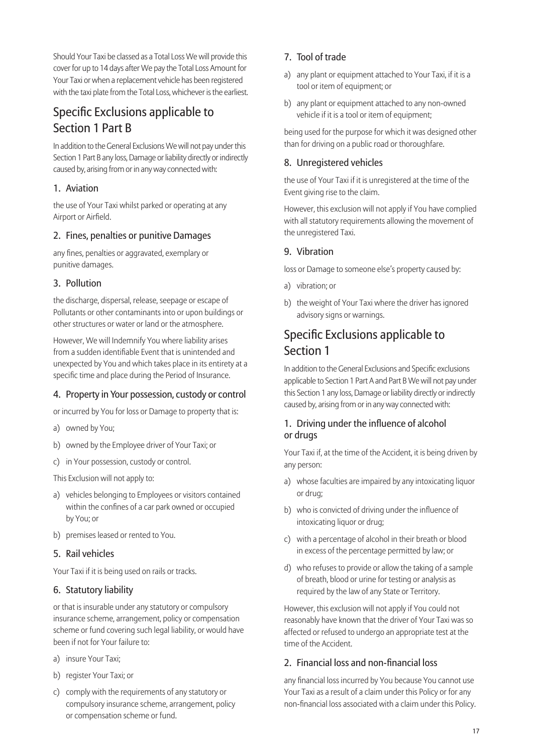Should Your Taxi be classed as a Total Loss We will provide this cover for up to 14 days after We pay the Total Loss Amount for Your Taxi or when a replacement vehicle has been registered with the taxi plate from the Total Loss, whichever is the earliest.

## Specific Exclusions applicable to Section 1 Part B

In addition to the General Exclusions We will not pay under this Section 1 Part B any loss, Damage or liability directly or indirectly caused by, arising from or in any way connected with:

### 1. Aviation

the use of Your Taxi whilst parked or operating at any Airport or Airfield.

### 2. Fines, penalties or punitive Damages

any fines, penalties or aggravated, exemplary or punitive damages.

### 3. Pollution

the discharge, dispersal, release, seepage or escape of Pollutants or other contaminants into or upon buildings or other structures or water or land or the atmosphere.

However, We will Indemnify You where liability arises from a sudden identifiable Event that is unintended and unexpected by You and which takes place in its entirety at a specific time and place during the Period of Insurance.

### 4. Property in Your possession, custody or control

or incurred by You for loss or Damage to property that is:

a) owned by You;

b) owned by the Employee driver of Your Taxi; or

c) in Your possession, custody or control.

This Exclusion will not apply to:

a) vehicles belonging to Employees or visitors contained within the confines of a car park owned or occupied by You; or

b) premises leased or rented to You.

### 5. Rail vehicles

Your Taxi if it is being used on rails or tracks.

### 6. Statutory liability

or that is insurable under any statutory or compulsory insurance scheme, arrangement, policy or compensation scheme or fund covering such legal liability, or would have been if not for Your failure to:

a) insure Your Taxi;

b) register Your Taxi; or

c) comply with the requirements of any statutory or compulsory insurance scheme, arrangement, policy or compensation scheme or fund.

### 7. Tool of trade

a) any plant or equipment attached to Your Taxi, if it is a tool or item of equipment; or

b) any plant or equipment attached to any non-owned vehicle if it is a tool or item of equipment;

being used for the purpose for which it was designed other than for driving on a public road or thoroughfare.

### 8. Unregistered vehicles

the use of Your Taxi if it is unregistered at the time of the Event giving rise to the claim.

However, this exclusion will not apply if You have complied with all statutory requirements allowing the movement of the unregistered Taxi.

### 9. Vibration

loss or Damage to someone else's property caused by:

a) vibration; or

b) the weight of Your Taxi where the driver has ignored advisory signs or warnings.

## Specific Exclusions applicable to Section 1

In addition to the General Exclusions and Specific exclusions applicable to Section 1 Part A and Part B We will not pay under this Section 1 any loss, Damage or liability directly or indirectly caused by, arising from or in any way connected with:

### 1. Driving under the influence of alcohol or drugs

Your Taxi if, at the time of the Accident, it is being driven by any person:

a) whose faculties are impaired by any intoxicating liquor or drug;

b) who is convicted of driving under the influence of intoxicating liquor or drug;

c) with a percentage of alcohol in their breath or blood in excess of the percentage permitted by law; or

d) who refuses to provide or allow the taking of a sample of breath, blood or urine for testing or analysis as required by the law of any State or Territory.

However, this exclusion will not apply if You could not reasonably have known that the driver of Your Taxi was so affected or refused to undergo an appropriate test at the time of the Accident.

### 2. Financial loss and non-financial loss

any financial loss incurred by You because You cannot use Your Taxi as a result of a claim under this Policy or for any non-financial loss associated with a claim under this Policy.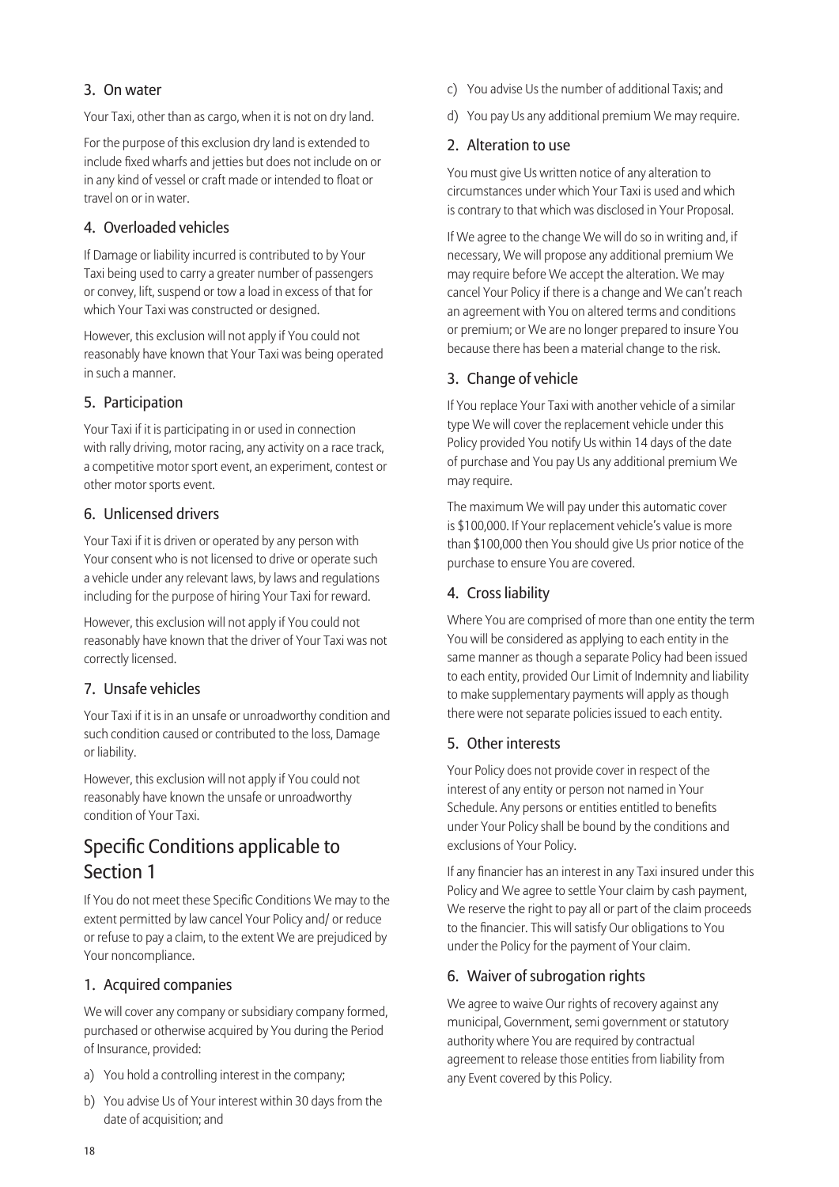### 3. On water

Your Taxi, other than as cargo, when it is not on dry land.

For the purpose of this exclusion dry land is extended to include fixed wharfs and jetties but does not include on or in any kind of vessel or craft made or intended to float or travel on or in water.

### 4. Overloaded vehicles

If Damage or liability incurred is contributed to by Your Taxi being used to carry a greater number of passengers or convey, lift, suspend or tow a load in excess of that for which Your Taxi was constructed or designed.

However, this exclusion will not apply if You could not reasonably have known that Your Taxi was being operated in such a manner.

### 5. Participation

Your Taxi if it is participating in or used in connection with rally driving, motor racing, any activity on a race track, a competitive motor sport event, an experiment, contest or other motor sports event.

### 6. Unlicensed drivers

Your Taxi if it is driven or operated by any person with Your consent who is not licensed to drive or operate such a vehicle under any relevant laws, by laws and regulations including for the purpose of hiring Your Taxi for reward.

However, this exclusion will not apply if You could not reasonably have known that the driver of Your Taxi was not correctly licensed.

### 7. Unsafe vehicles

Your Taxi if it is in an unsafe or unroadworthy condition and such condition caused or contributed to the loss, Damage or liability.

However, this exclusion will not apply if You could not reasonably have known the unsafe or unroadworthy condition of Your Taxi.

## Specific Conditions applicable to Section 1

If You do not meet these Specific Conditions We may to the extent permitted by law cancel Your Policy and/ or reduce or refuse to pay a claim, to the extent We are prejudiced by Your noncompliance.

### 1. Acquired companies

We will cover any company or subsidiary company formed, purchased or otherwise acquired by You during the Period of Insurance, provided:

a) You hold a controlling interest in the company;

b) You advise Us of Your interest within 30 days from the date of acquisition; and

c) You advise Us the number of additional Taxis; and

d) You pay Us any additional premium We may require.

### 2. Alteration to use

You must give Us written notice of any alteration to circumstances under which Your Taxi is used and which is contrary to that which was disclosed in Your Proposal.

If We agree to the change We will do so in writing and, if necessary, We will propose any additional premium We may require before We accept the alteration. We may cancel Your Policy if there is a change and We can't reach an agreement with You on altered terms and conditions or premium; or We are no longer prepared to insure You because there has been a material change to the risk.

### 3. Change of vehicle

If You replace Your Taxi with another vehicle of a similar type We will cover the replacement vehicle under this Policy provided You notify Us within 14 days of the date of purchase and You pay Us any additional premium We may require.

The maximum We will pay under this automatic cover is $100,000. If Your replacement vehicle's value is more than $100,000 then You should give Us prior notice of the purchase to ensure You are covered.

### 4. Cross liability

Where You are comprised of more than one entity the term You will be considered as applying to each entity in the same manner as though a separate Policy had been issued to each entity, provided Our Limit of Indemnity and liability to make supplementary payments will apply as though there were not separate policies issued to each entity.

### 5. Other interests

Your Policy does not provide cover in respect of the interest of any entity or person not named in Your Schedule. Any persons or entities entitled to benefits under Your Policy shall be bound by the conditions and exclusions of Your Policy.

If any financier has an interest in any Taxi insured under this Policy and We agree to settle Your claim by cash payment, We reserve the right to pay all or part of the claim proceeds to the financier. This will satisfy Our obligations to You under the Policy for the payment of Your claim.

### 6. Waiver of subrogation rights

We agree to waive Our rights of recovery against any municipal, Government, semi government or statutory authority where You are required by contractual agreement to release those entities from liability from any Event covered by this Policy.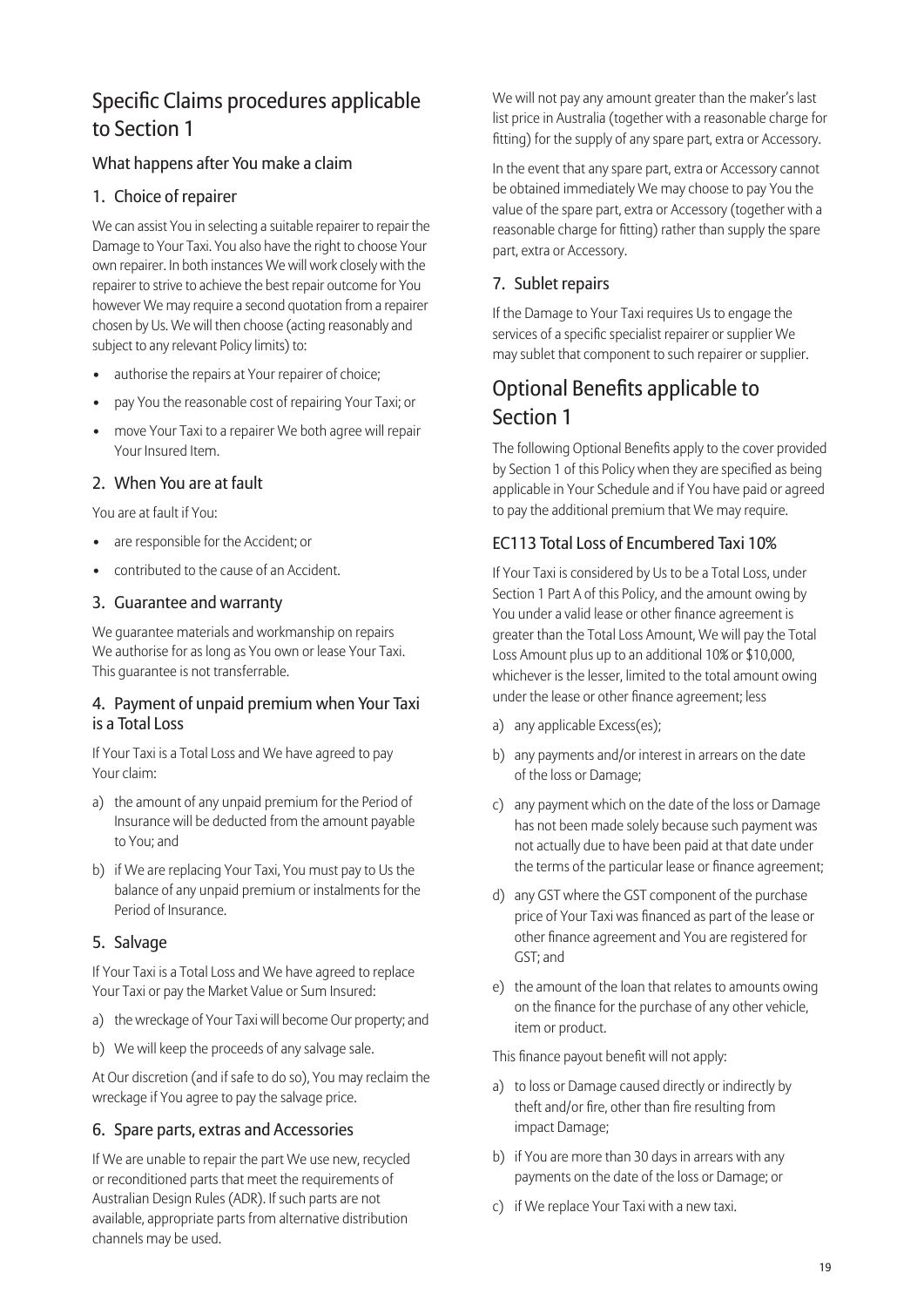## Specific Claims procedures applicable to Section 1

### What happens after You make a claim

### 1. Choice of repairer

We can assist You in selecting a suitable repairer to repair the Damage to Your Taxi. You also have the right to choose Your own repairer. In both instances We will work closely with the repairer to strive to achieve the best repair outcome for You however We may require a second quotation from a repairer chosen by Us. We will then choose (acting reasonably and subject to any relevant Policy limits) to:

- authorise the repairs at Your repairer of choice;
- pay You the reasonable cost of repairing Your Taxi; or
- move Your Taxi to a repairer We both agree will repair Your Insured Item.

### 2. When You are at fault

You are at fault if You:

- are responsible for the Accident; or
- contributed to the cause of an Accident.

### 3. Guarantee and warranty

We guarantee materials and workmanship on repairs We authorise for as long as You own or lease Your Taxi. This guarantee is not transferrable.

### 4. Payment of unpaid premium when Your Taxi is a Total Loss

If Your Taxi is a Total Loss and We have agreed to pay Your claim:

a) the amount of any unpaid premium for the Period of Insurance will be deducted from the amount payable to You; and

b) if We are replacing Your Taxi, You must pay to Us the balance of any unpaid premium or instalments for the Period of Insurance.

### 5. Salvage

If Your Taxi is a Total Loss and We have agreed to replace Your Taxi or pay the Market Value or Sum Insured:

a) the wreckage of Your Taxi will become Our property; and

b) We will keep the proceeds of any salvage sale.

At Our discretion (and if safe to do so), You may reclaim the wreckage if You agree to pay the salvage price.

### 6. Spare parts, extras and Accessories

If We are unable to repair the part We use new, recycled or reconditioned parts that meet the requirements of Australian Design Rules (ADR). If such parts are not available, appropriate parts from alternative distribution channels may be used.

We will not pay any amount greater than the maker's last list price in Australia (together with a reasonable charge for fitting) for the supply of any spare part, extra or Accessory.

In the event that any spare part, extra or Accessory cannot be obtained immediately We may choose to pay You the value of the spare part, extra or Accessory (together with a reasonable charge for fitting) rather than supply the spare part, extra or Accessory.

### 7. Sublet repairs

If the Damage to Your Taxi requires Us to engage the services of a specific specialist repairer or supplier We may sublet that component to such repairer or supplier.

## Optional Benefits applicable to Section 1

The following Optional Benefits apply to the cover provided by Section 1 of this Policy when they are specified as being applicable in Your Schedule and if You have paid or agreed to pay the additional premium that We may require.

### EC113 Total Loss of Encumbered Taxi 10%

If Your Taxi is considered by Us to be a Total Loss, under Section 1 Part A of this Policy, and the amount owing by You under a valid lease or other finance agreement is greater than the Total Loss Amount, We will pay the Total Loss Amount plus up to an additional 10% or $10,000, whichever is the lesser, limited to the total amount owing under the lease or other finance agreement; less

a) any applicable Excess(es);

b) any payments and/or interest in arrears on the date of the loss or Damage;

c) any payment which on the date of the loss or Damage has not been made solely because such payment was not actually due to have been paid at that date under the terms of the particular lease or finance agreement;

d) any GST where the GST component of the purchase price of Your Taxi was financed as part of the lease or other finance agreement and You are registered for GST; and

e) the amount of the loan that relates to amounts owing on the finance for the purchase of any other vehicle, item or product.

This finance payout benefit will not apply:

a) to loss or Damage caused directly or indirectly by theft and/or fire, other than fire resulting from impact Damage;

b) if You are more than 30 days in arrears with any payments on the date of the loss or Damage; or

c) if We replace Your Taxi with a new taxi.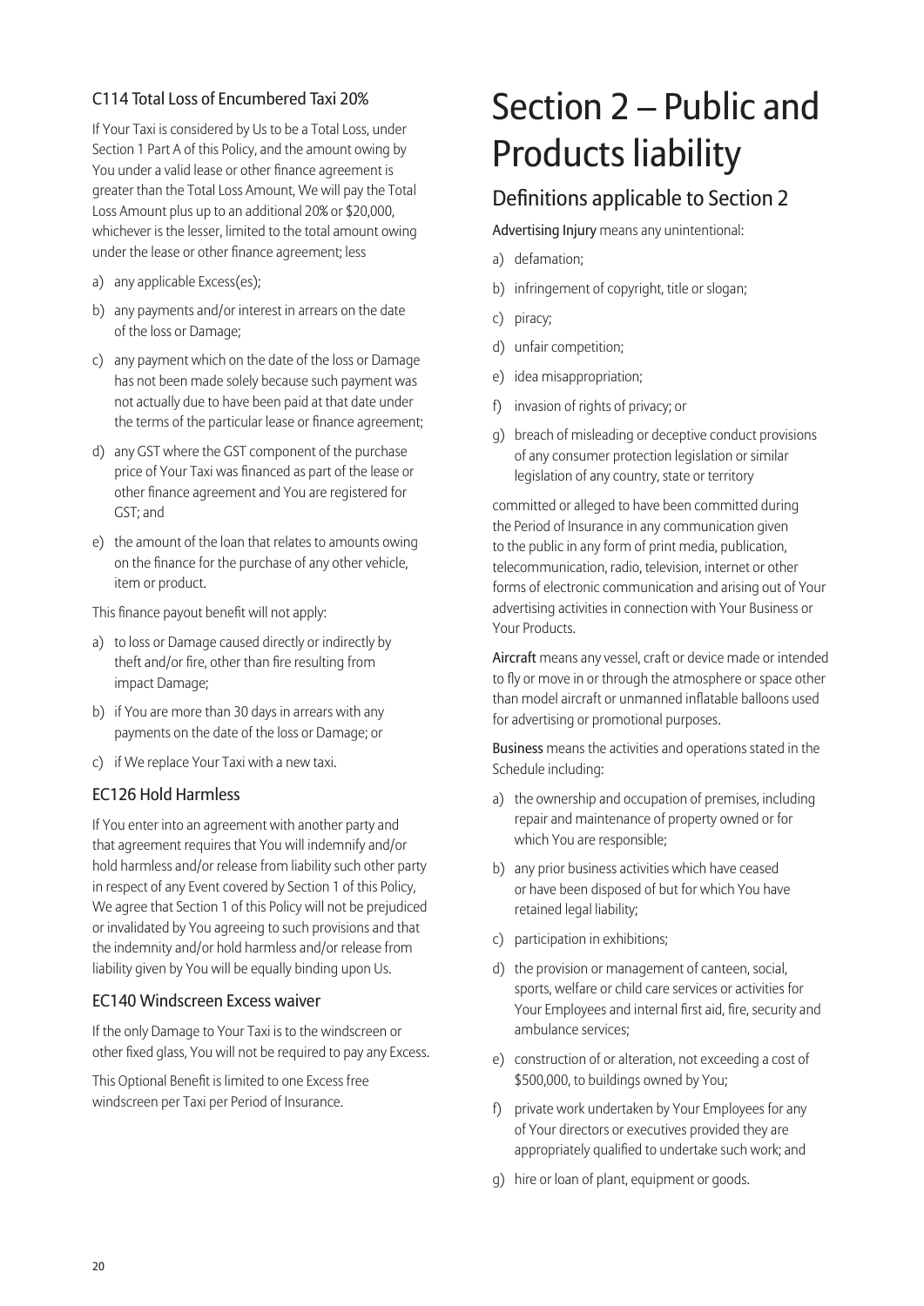### C114 Total Loss of Encumbered Taxi 20%

If Your Taxi is considered by Us to be a Total Loss, under Section 1 Part A of this Policy, and the amount owing by You under a valid lease or other finance agreement is greater than the Total Loss Amount, We will pay the Total Loss Amount plus up to an additional 20% or $20,000, whichever is the lesser, limited to the total amount owing under the lease or other finance agreement; less

a) any applicable Excess(es);
b) any payments and/or interest in arrears on the date of the loss or Damage;
c) any payment which on the date of the loss or Damage has not been made solely because such payment was not actually due to have been paid at that date under the terms of the particular lease or finance agreement;
d) any GST where the GST component of the purchase price of Your Taxi was financed as part of the lease or other finance agreement and You are registered for GST; and
e) the amount of the loan that relates to amounts owing on the finance for the purchase of any other vehicle, item or product.

This finance payout benefit will not apply:

a) to loss or Damage caused directly or indirectly by theft and/or fire, other than fire resulting from impact Damage;
b) if You are more than 30 days in arrears with any payments on the date of the loss or Damage; or
c) if We replace Your Taxi with a new taxi.

### EC126 Hold Harmless

If You enter into an agreement with another party and that agreement requires that You will indemnify and/or hold harmless and/or release from liability such other party in respect of any Event covered by Section 1 of this Policy, We agree that Section 1 of this Policy will not be prejudiced or invalidated by You agreeing to such provisions and that the indemnity and/or hold harmless and/or release from liability given by You will be equally binding upon Us.

### EC140 Windscreen Excess waiver

If the only Damage to Your Taxi is to the windscreen or other fixed glass, You will not be required to pay any Excess.

This Optional Benefit is limited to one Excess free windscreen per Taxi per Period of Insurance.

# Section 2 – Public and Products liability

## Definitions applicable to Section 2

**Advertising Injury** means any unintentional:

a) defamation;
b) infringement of copyright, title or slogan;
c) piracy;
d) unfair competition;
e) idea misappropriation;
f) invasion of rights of privacy; or
g) breach of misleading or deceptive conduct provisions of any consumer protection legislation or similar legislation of any country, state or territory

committed or alleged to have been committed during the Period of Insurance in any communication given to the public in any form of print media, publication, telecommunication, radio, television, internet or other forms of electronic communication and arising out of Your advertising activities in connection with Your Business or Your Products.

**Aircraft** means any vessel, craft or device made or intended to fly or move in or through the atmosphere or space other than model aircraft or unmanned inflatable balloons used for advertising or promotional purposes.

**Business** means the activities and operations stated in the Schedule including:

a) the ownership and occupation of premises, including repair and maintenance of property owned or for which You are responsible;
b) any prior business activities which have ceased or have been disposed of but for which You have retained legal liability;
c) participation in exhibitions;
d) the provision or management of canteen, social, sports, welfare or child care services or activities for Your Employees and internal first aid, fire, security and ambulance services;
e) construction of or alteration, not exceeding a cost of $500,000, to buildings owned by You;
f) private work undertaken by Your Employees for any of Your directors or executives provided they are appropriately qualified to undertake such work; and
g) hire or loan of plant, equipment or goods.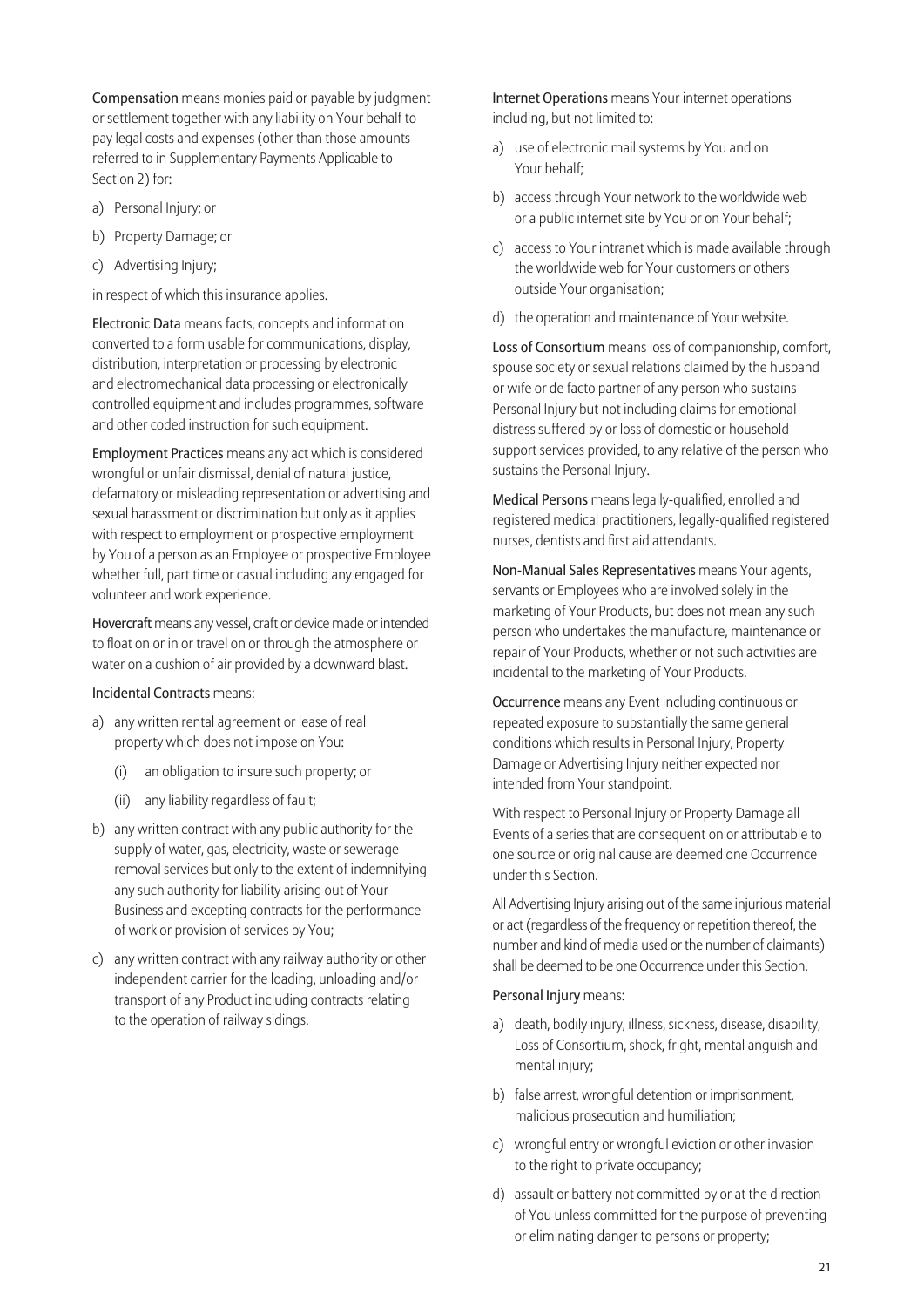**Compensation** means monies paid or payable by judgment or settlement together with any liability on Your behalf to pay legal costs and expenses (other than those amounts referred to in Supplementary Payments Applicable to Section 2) for:

a) Personal Injury; or
b) Property Damage; or
c) Advertising Injury;

in respect of which this insurance applies.

**Electronic Data** means facts, concepts and information converted to a form usable for communications, display, distribution, interpretation or processing by electronic and electromechanical data processing or electronically controlled equipment and includes programmes, software and other coded instruction for such equipment.

**Employment Practices** means any act which is considered wrongful or unfair dismissal, denial of natural justice, defamatory or misleading representation or advertising and sexual harassment or discrimination but only as it applies with respect to employment or prospective employment by You of a person as an Employee or prospective Employee whether full, part time or casual including any engaged for volunteer and work experience.

**Hovercraft** means any vessel, craft or device made or intended to float on or in or travel on or through the atmosphere or water on a cushion of air provided by a downward blast.

**Incidental Contracts** means:

a) any written rental agreement or lease of real property which does not impose on You:
   (i) an obligation to insure such property; or
   (ii) any liability regardless of fault;
b) any written contract with any public authority for the supply of water, gas, electricity, waste or sewerage removal services but only to the extent of indemnifying any such authority for liability arising out of Your Business and excepting contracts for the performance of work or provision of services by You;
c) any written contract with any railway authority or other independent carrier for the loading, unloading and/or transport of any Product including contracts relating to the operation of railway sidings.

**Internet Operations** means Your internet operations including, but not limited to:

a) use of electronic mail systems by You and on Your behalf;
b) access through Your network to the worldwide web or a public internet site by You or on Your behalf;
c) access to Your intranet which is made available through the worldwide web for Your customers or others outside Your organisation;
d) the operation and maintenance of Your website.

**Loss of Consortium** means loss of companionship, comfort, spouse society or sexual relations claimed by the husband or wife or de facto partner of any person who sustains Personal Injury but not including claims for emotional distress suffered by or loss of domestic or household support services provided, to any relative of the person who sustains the Personal Injury.

**Medical Persons** means legally-qualified, enrolled and registered medical practitioners, legally-qualified registered nurses, dentists and first aid attendants.

**Non-Manual Sales Representatives** means Your agents, servants or Employees who are involved solely in the marketing of Your Products, but does not mean any such person who undertakes the manufacture, maintenance or repair of Your Products, whether or not such activities are incidental to the marketing of Your Products.

**Occurrence** means any Event including continuous or repeated exposure to substantially the same general conditions which results in Personal Injury, Property Damage or Advertising Injury neither expected nor intended from Your standpoint.

With respect to Personal Injury or Property Damage all Events of a series that are consequent on or attributable to one source or original cause are deemed one Occurrence under this Section.

All Advertising Injury arising out of the same injurious material or act (regardless of the frequency or repetition thereof, the number and kind of media used or the number of claimants) shall be deemed to be one Occurrence under this Section.

**Personal Injury** means:

a) death, bodily injury, illness, sickness, disease, disability, Loss of Consortium, shock, fright, mental anguish and mental injury;
b) false arrest, wrongful detention or imprisonment, malicious prosecution and humiliation;
c) wrongful entry or wrongful eviction or other invasion to the right to private occupancy;
d) assault or battery not committed by or at the direction of You unless committed for the purpose of preventing or eliminating danger to persons or property;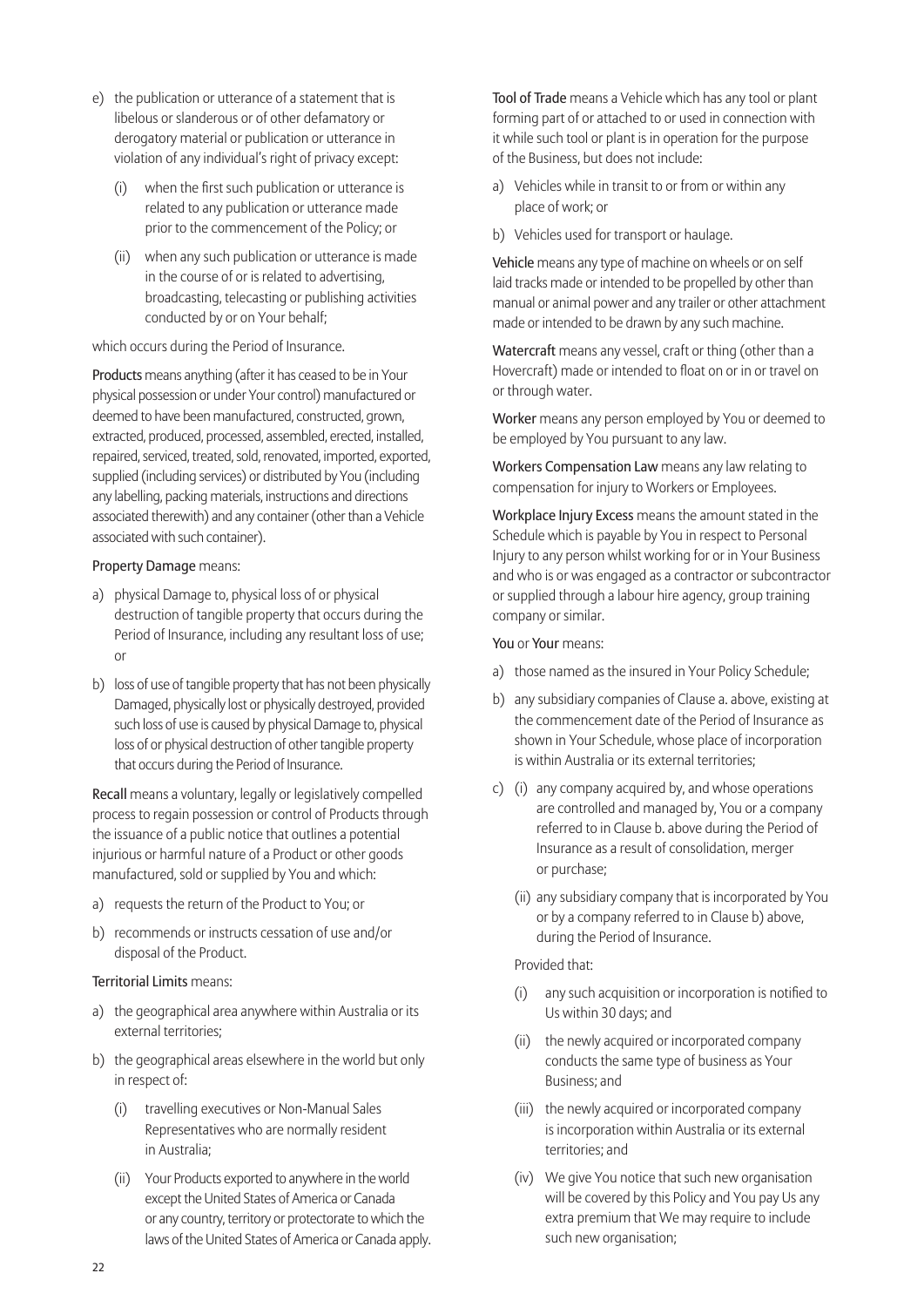e) the publication or utterance of a statement that is libelous or slanderous or of other defamatory or derogatory material or publication or utterance in violation of any individual's right of privacy except:

   (i) when the first such publication or utterance is related to any publication or utterance made prior to the commencement of the Policy; or

   (ii) when any such publication or utterance is made in the course of or is related to advertising, broadcasting, telecasting or publishing activities conducted by or on Your behalf;

which occurs during the Period of Insurance.

**Products** means anything (after it has ceased to be in Your physical possession or under Your control) manufactured or deemed to have been manufactured, constructed, grown, extracted, produced, processed, assembled, erected, installed, repaired, serviced, treated, sold, renovated, imported, exported, supplied (including services) or distributed by You (including any labelling, packing materials, instructions and directions associated therewith) and any container (other than a Vehicle associated with such container).

**Property Damage** means:

a) physical Damage to, physical loss of or physical destruction of tangible property that occurs during the Period of Insurance, including any resultant loss of use; or

b) loss of use of tangible property that has not been physically Damaged, physically lost or physically destroyed, provided such loss of use is caused by physical Damage to, physical loss of or physical destruction of other tangible property that occurs during the Period of Insurance.

**Recall** means a voluntary, legally or legislatively compelled process to regain possession or control of Products through the issuance of a public notice that outlines a potential injurious or harmful nature of a Product or other goods manufactured, sold or supplied by You and which:

a) requests the return of the Product to You; or

b) recommends or instructs cessation of use and/or disposal of the Product.

**Territorial Limits** means:

a) the geographical area anywhere within Australia or its external territories;

b) the geographical areas elsewhere in the world but only in respect of:

   (i) travelling executives or Non-Manual Sales Representatives who are normally resident in Australia;

   (ii) Your Products exported to anywhere in the world except the United States of America or Canada or any country, territory or protectorate to which the laws of the United States of America or Canada apply.

**Tool of Trade** means a Vehicle which has any tool or plant forming part of or attached to or used in connection with it while such tool or plant is in operation for the purpose of the Business, but does not include:

a) Vehicles while in transit to or from or within any place of work; or

b) Vehicles used for transport or haulage.

**Vehicle** means any type of machine on wheels or on self laid tracks made or intended to be propelled by other than manual or animal power and any trailer or other attachment made or intended to be drawn by any such machine.

**Watercraft** means any vessel, craft or thing (other than a Hovercraft) made or intended to float on or in or travel on or through water.

**Worker** means any person employed by You or deemed to be employed by You pursuant to any law.

**Workers Compensation Law** means any law relating to compensation for injury to Workers or Employees.

**Workplace Injury Excess** means the amount stated in the Schedule which is payable by You in respect to Personal Injury to any person whilst working for or in Your Business and who is or was engaged as a contractor or subcontractor or supplied through a labour hire agency, group training company or similar.

**You** or **Your** means:

a) those named as the insured in Your Policy Schedule;

b) any subsidiary companies of Clause a. above, existing at the commencement date of the Period of Insurance as shown in Your Schedule, whose place of incorporation is within Australia or its external territories;

c) (i) any company acquired by, and whose operations are controlled and managed by, You or a company referred to in Clause b. above during the Period of Insurance as a result of consolidation, merger or purchase;

   (ii) any subsidiary company that is incorporated by You or by a company referred to in Clause b) above, during the Period of Insurance.

   Provided that:

   (i) any such acquisition or incorporation is notified to Us within 30 days; and

   (ii) the newly acquired or incorporated company conducts the same type of business as Your Business; and

   (iii) the newly acquired or incorporated company is incorporation within Australia or its external territories; and

   (iv) We give You notice that such new organisation will be covered by this Policy and You pay Us any extra premium that We may require to include such new organisation;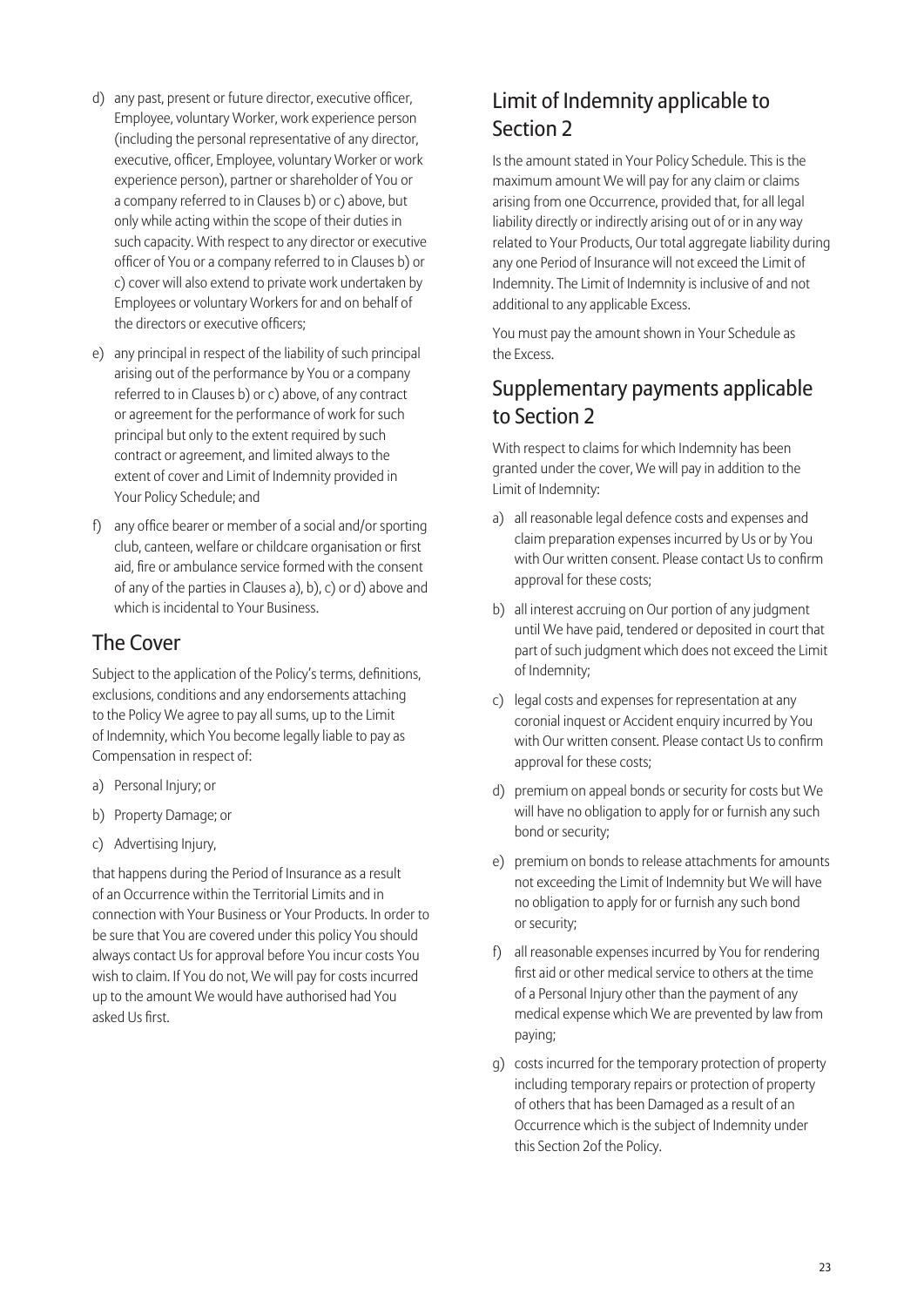d) any past, present or future director, executive officer, Employee, voluntary Worker, work experience person (including the personal representative of any director, executive, officer, Employee, voluntary Worker or work experience person), partner or shareholder of You or a company referred to in Clauses b) or c) above, but only while acting within the scope of their duties in such capacity. With respect to any director or executive officer of You or a company referred to in Clauses b) or c) cover will also extend to private work undertaken by Employees or voluntary Workers for and on behalf of the directors or executive officers;

e) any principal in respect of the liability of such principal arising out of the performance by You or a company referred to in Clauses b) or c) above, of any contract or agreement for the performance of work for such principal but only to the extent required by such contract or agreement, and limited always to the extent of cover and Limit of Indemnity provided in Your Policy Schedule; and

f) any office bearer or member of a social and/or sporting club, canteen, welfare or childcare organisation or first aid, fire or ambulance service formed with the consent of any of the parties in Clauses a), b), c) or d) above and which is incidental to Your Business.

## The Cover

Subject to the application of the Policy's terms, definitions, exclusions, conditions and any endorsements attaching to the Policy We agree to pay all sums, up to the Limit of Indemnity, which You become legally liable to pay as Compensation in respect of:

a) Personal Injury; or

b) Property Damage; or

c) Advertising Injury,

that happens during the Period of Insurance as a result of an Occurrence within the Territorial Limits and in connection with Your Business or Your Products. In order to be sure that You are covered under this policy You should always contact Us for approval before You incur costs You wish to claim. If You do not, We will pay for costs incurred up to the amount We would have authorised had You asked Us first.

## Limit of Indemnity applicable to Section 2

Is the amount stated in Your Policy Schedule. This is the maximum amount We will pay for any claim or claims arising from one Occurrence, provided that, for all legal liability directly or indirectly arising out of or in any way related to Your Products, Our total aggregate liability during any one Period of Insurance will not exceed the Limit of Indemnity. The Limit of Indemnity is inclusive of and not additional to any applicable Excess.

You must pay the amount shown in Your Schedule as the Excess.

## Supplementary payments applicable to Section 2

With respect to claims for which Indemnity has been granted under the cover, We will pay in addition to the Limit of Indemnity:

a) all reasonable legal defence costs and expenses and claim preparation expenses incurred by Us or by You with Our written consent. Please contact Us to confirm approval for these costs;

b) all interest accruing on Our portion of any judgment until We have paid, tendered or deposited in court that part of such judgment which does not exceed the Limit of Indemnity;

c) legal costs and expenses for representation at any coronial inquest or Accident enquiry incurred by You with Our written consent. Please contact Us to confirm approval for these costs;

d) premium on appeal bonds or security for costs but We will have no obligation to apply for or furnish any such bond or security;

e) premium on bonds to release attachments for amounts not exceeding the Limit of Indemnity but We will have no obligation to apply for or furnish any such bond or security;

f) all reasonable expenses incurred by You for rendering first aid or other medical service to others at the time of a Personal Injury other than the payment of any medical expense which We are prevented by law from paying;

g) costs incurred for the temporary protection of property including temporary repairs or protection of property of others that has been Damaged as a result of an Occurrence which is the subject of Indemnity under this Section 2of the Policy.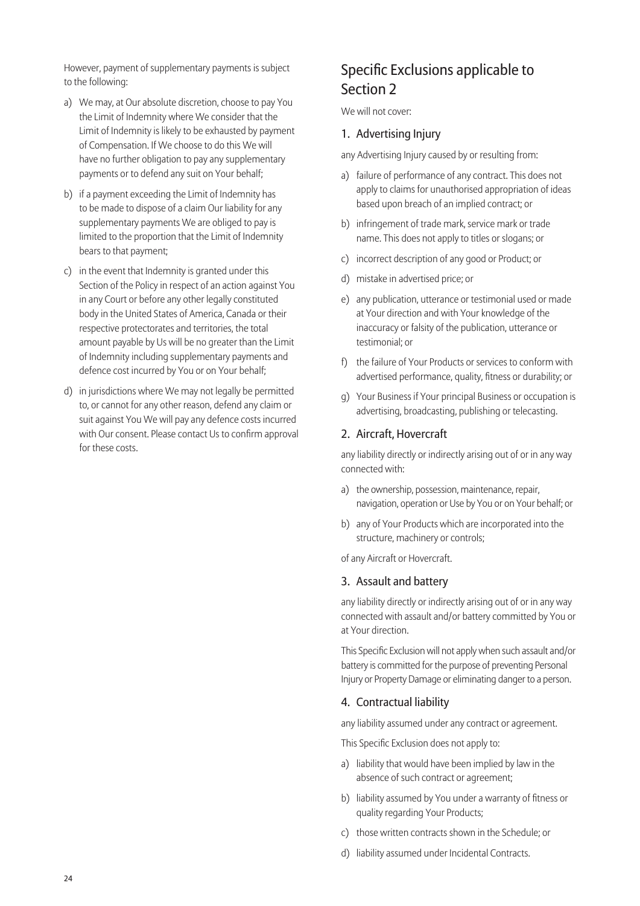However, payment of supplementary payments is subject to the following:

a) We may, at Our absolute discretion, choose to pay You the Limit of Indemnity where We consider that the Limit of Indemnity is likely to be exhausted by payment of Compensation. If We choose to do this We will have no further obligation to pay any supplementary payments or to defend any suit on Your behalf;

b) if a payment exceeding the Limit of Indemnity has to be made to dispose of a claim Our liability for any supplementary payments We are obliged to pay is limited to the proportion that the Limit of Indemnity bears to that payment;

c) in the event that Indemnity is granted under this Section of the Policy in respect of an action against You in any Court or before any other legally constituted body in the United States of America, Canada or their respective protectorates and territories, the total amount payable by Us will be no greater than the Limit of Indemnity including supplementary payments and defence cost incurred by You or on Your behalf;

d) in jurisdictions where We may not legally be permitted to, or cannot for any other reason, defend any claim or suit against You We will pay any defence costs incurred with Our consent. Please contact Us to confirm approval for these costs.

## Specific Exclusions applicable to Section 2

We will not cover:

### 1. Advertising Injury

any Advertising Injury caused by or resulting from:

a) failure of performance of any contract. This does not apply to claims for unauthorised appropriation of ideas based upon breach of an implied contract; or

b) infringement of trade mark, service mark or trade name. This does not apply to titles or slogans; or

c) incorrect description of any good or Product; or

d) mistake in advertised price; or

e) any publication, utterance or testimonial used or made at Your direction and with Your knowledge of the inaccuracy or falsity of the publication, utterance or testimonial; or

f) the failure of Your Products or services to conform with advertised performance, quality, fitness or durability; or

g) Your Business if Your principal Business or occupation is advertising, broadcasting, publishing or telecasting.

### 2. Aircraft, Hovercraft

any liability directly or indirectly arising out of or in any way connected with:

a) the ownership, possession, maintenance, repair, navigation, operation or Use by You or on Your behalf; or

b) any of Your Products which are incorporated into the structure, machinery or controls;

of any Aircraft or Hovercraft.

### 3. Assault and battery

any liability directly or indirectly arising out of or in any way connected with assault and/or battery committed by You or at Your direction.

This Specific Exclusion will not apply when such assault and/or battery is committed for the purpose of preventing Personal Injury or Property Damage or eliminating danger to a person.

### 4. Contractual liability

any liability assumed under any contract or agreement.

This Specific Exclusion does not apply to:

a) liability that would have been implied by law in the absence of such contract or agreement;

b) liability assumed by You under a warranty of fitness or quality regarding Your Products;

c) those written contracts shown in the Schedule; or

d) liability assumed under Incidental Contracts.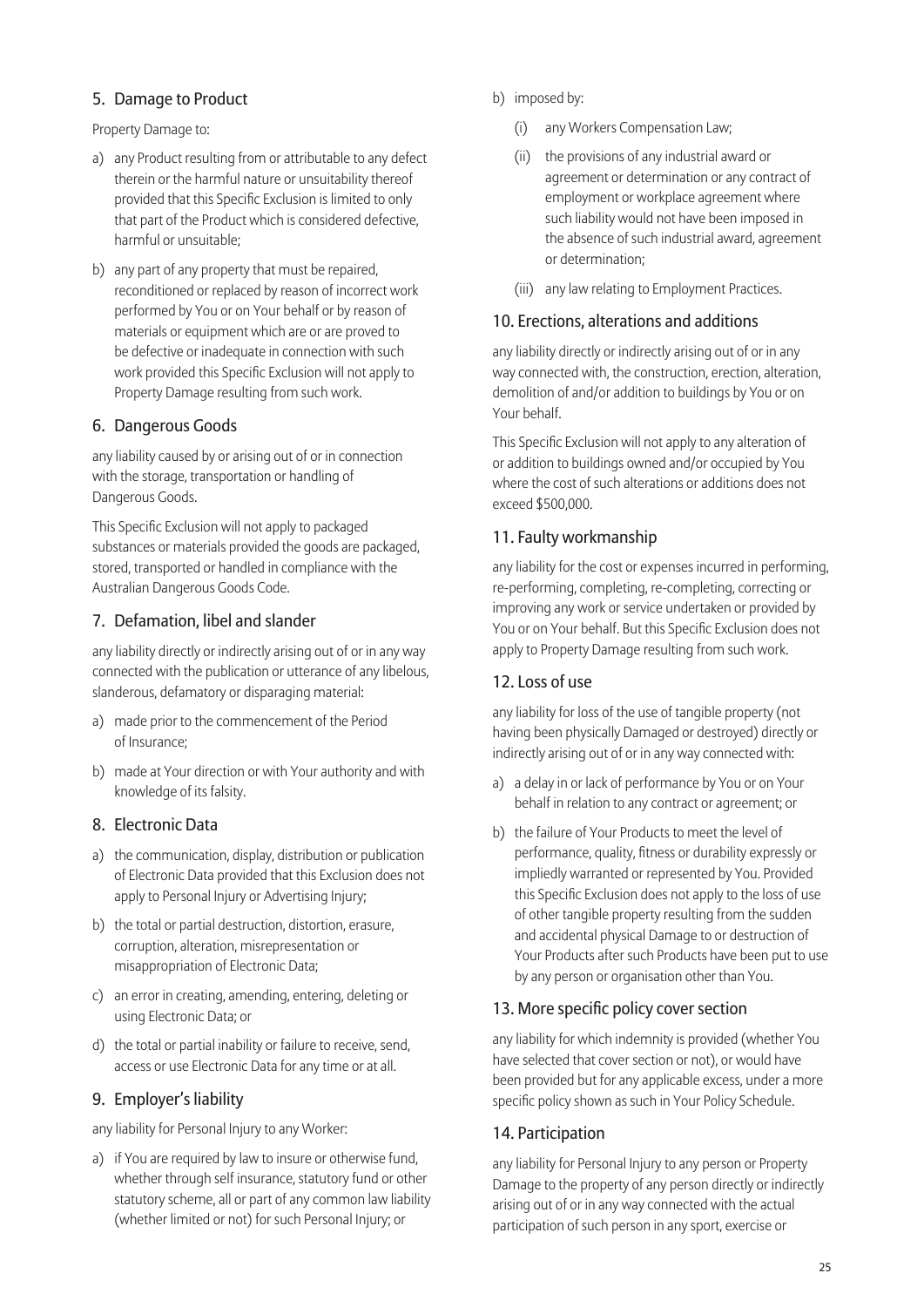## 5. Damage to Product

Property Damage to:

a) any Product resulting from or attributable to any defect therein or the harmful nature or unsuitability thereof provided that this Specific Exclusion is limited to only that part of the Product which is considered defective, harmful or unsuitable;

b) any part of any property that must be repaired, reconditioned or replaced by reason of incorrect work performed by You or on Your behalf or by reason of materials or equipment which are or are proved to be defective or inadequate in connection with such work provided this Specific Exclusion will not apply to Property Damage resulting from such work.

## 6. Dangerous Goods

any liability caused by or arising out of or in connection with the storage, transportation or handling of Dangerous Goods.

This Specific Exclusion will not apply to packaged substances or materials provided the goods are packaged, stored, transported or handled in compliance with the Australian Dangerous Goods Code.

## 7. Defamation, libel and slander

any liability directly or indirectly arising out of or in any way connected with the publication or utterance of any libelous, slanderous, defamatory or disparaging material:

a) made prior to the commencement of the Period of Insurance;

b) made at Your direction or with Your authority and with knowledge of its falsity.

## 8. Electronic Data

a) the communication, display, distribution or publication of Electronic Data provided that this Exclusion does not apply to Personal Injury or Advertising Injury;

b) the total or partial destruction, distortion, erasure, corruption, alteration, misrepresentation or misappropriation of Electronic Data;

c) an error in creating, amending, entering, deleting or using Electronic Data; or

d) the total or partial inability or failure to receive, send, access or use Electronic Data for any time or at all.

## 9. Employer's liability

any liability for Personal Injury to any Worker:

a) if You are required by law to insure or otherwise fund, whether through self insurance, statutory fund or other statutory scheme, all or part of any common law liability (whether limited or not) for such Personal Injury; or

b) imposed by:

   (i) any Workers Compensation Law;

   (ii) the provisions of any industrial award or agreement or determination or any contract of employment or workplace agreement where such liability would not have been imposed in the absence of such industrial award, agreement or determination;

   (iii) any law relating to Employment Practices.

## 10. Erections, alterations and additions

any liability directly or indirectly arising out of or in any way connected with, the construction, erection, alteration, demolition of and/or addition to buildings by You or on Your behalf.

This Specific Exclusion will not apply to any alteration of or addition to buildings owned and/or occupied by You where the cost of such alterations or additions does not exceed $500,000.

## 11. Faulty workmanship

any liability for the cost or expenses incurred in performing, re-performing, completing, re-completing, correcting or improving any work or service undertaken or provided by You or on Your behalf. But this Specific Exclusion does not apply to Property Damage resulting from such work.

## 12. Loss of use

any liability for loss of the use of tangible property (not having been physically Damaged or destroyed) directly or indirectly arising out of or in any way connected with:

a) a delay in or lack of performance by You or on Your behalf in relation to any contract or agreement; or

b) the failure of Your Products to meet the level of performance, quality, fitness or durability expressly or impliedly warranted or represented by You. Provided this Specific Exclusion does not apply to the loss of use of other tangible property resulting from the sudden and accidental physical Damage to or destruction of Your Products after such Products have been put to use by any person or organisation other than You.

## 13. More specific policy cover section

any liability for which indemnity is provided (whether You have selected that cover section or not), or would have been provided but for any applicable excess, under a more specific policy shown as such in Your Policy Schedule.

## 14. Participation

any liability for Personal Injury to any person or Property Damage to the property of any person directly or indirectly arising out of or in any way connected with the actual participation of such person in any sport, exercise or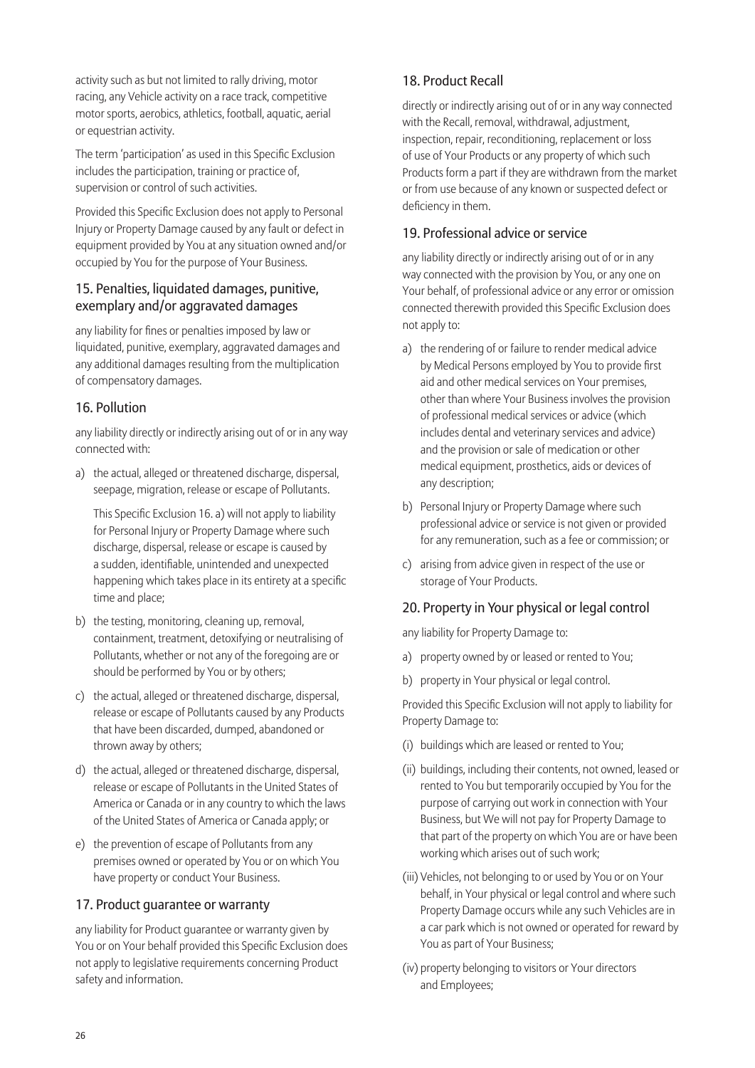activity such as but not limited to rally driving, motor racing, any Vehicle activity on a race track, competitive motor sports, aerobics, athletics, football, aquatic, aerial or equestrian activity.

The term 'participation' as used in this Specific Exclusion includes the participation, training or practice of, supervision or control of such activities.

Provided this Specific Exclusion does not apply to Personal Injury or Property Damage caused by any fault or defect in equipment provided by You at any situation owned and/or occupied by You for the purpose of Your Business.

### 15. Penalties, liquidated damages, punitive, exemplary and/or aggravated damages

any liability for fines or penalties imposed by law or liquidated, punitive, exemplary, aggravated damages and any additional damages resulting from the multiplication of compensatory damages.

### 16. Pollution

any liability directly or indirectly arising out of or in any way connected with:

a) the actual, alleged or threatened discharge, dispersal, seepage, migration, release or escape of Pollutants.

   This Specific Exclusion 16. a) will not apply to liability for Personal Injury or Property Damage where such discharge, dispersal, release or escape is caused by a sudden, identifiable, unintended and unexpected happening which takes place in its entirety at a specific time and place;

b) the testing, monitoring, cleaning up, removal, containment, treatment, detoxifying or neutralising of Pollutants, whether or not any of the foregoing are or should be performed by You or by others;

c) the actual, alleged or threatened discharge, dispersal, release or escape of Pollutants caused by any Products that have been discarded, dumped, abandoned or thrown away by others;

d) the actual, alleged or threatened discharge, dispersal, release or escape of Pollutants in the United States of America or Canada or in any country to which the laws of the United States of America or Canada apply; or

e) the prevention of escape of Pollutants from any premises owned or operated by You or on which You have property or conduct Your Business.

### 17. Product guarantee or warranty

any liability for Product guarantee or warranty given by You or on Your behalf provided this Specific Exclusion does not apply to legislative requirements concerning Product safety and information.

### 18. Product Recall

directly or indirectly arising out of or in any way connected with the Recall, removal, withdrawal, adjustment, inspection, repair, reconditioning, replacement or loss of use of Your Products or any property of which such Products form a part if they are withdrawn from the market or from use because of any known or suspected defect or deficiency in them.

### 19. Professional advice or service

any liability directly or indirectly arising out of or in any way connected with the provision by You, or any one on Your behalf, of professional advice or any error or omission connected therewith provided this Specific Exclusion does not apply to:

a) the rendering of or failure to render medical advice by Medical Persons employed by You to provide first aid and other medical services on Your premises, other than where Your Business involves the provision of professional medical services or advice (which includes dental and veterinary services and advice) and the provision or sale of medication or other medical equipment, prosthetics, aids or devices of any description;

b) Personal Injury or Property Damage where such professional advice or service is not given or provided for any remuneration, such as a fee or commission; or

c) arising from advice given in respect of the use or storage of Your Products.

### 20. Property in Your physical or legal control

any liability for Property Damage to:

a) property owned by or leased or rented to You;

b) property in Your physical or legal control.

Provided this Specific Exclusion will not apply to liability for Property Damage to:

(i) buildings which are leased or rented to You;

(ii) buildings, including their contents, not owned, leased or rented to You but temporarily occupied by You for the purpose of carrying out work in connection with Your Business, but We will not pay for Property Damage to that part of the property on which You are or have been working which arises out of such work;

(iii) Vehicles, not belonging to or used by You or on Your behalf, in Your physical or legal control and where such Property Damage occurs while any such Vehicles are in a car park which is not owned or operated for reward by You as part of Your Business;

(iv) property belonging to visitors or Your directors and Employees;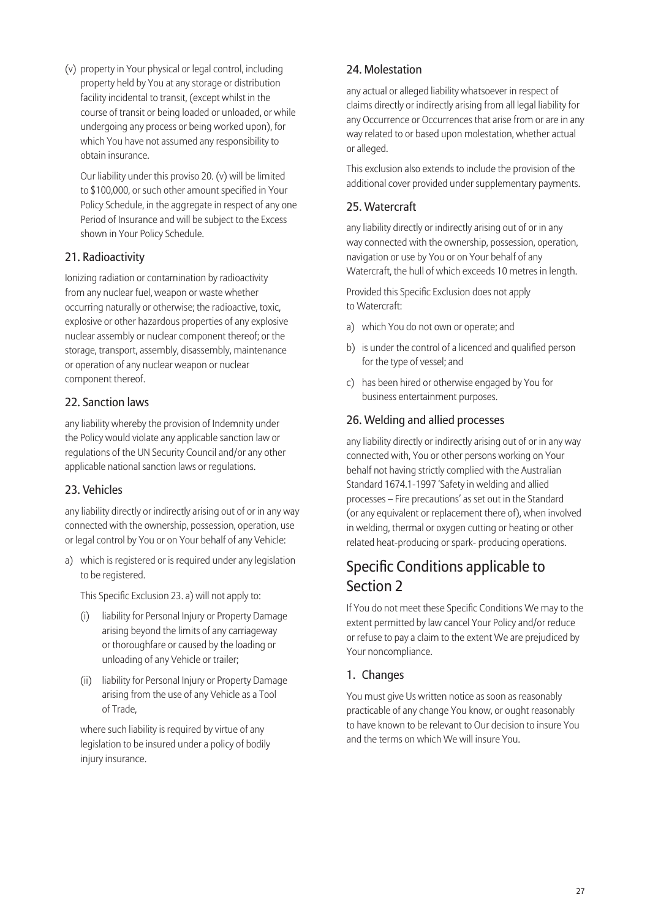(v) property in Your physical or legal control, including property held by You at any storage or distribution facility incidental to transit, (except whilst in the course of transit or being loaded or unloaded, or while undergoing any process or being worked upon), for which You have not assumed any responsibility to obtain insurance.

Our liability under this proviso 20. (v) will be limited to $100,000, or such other amount specified in Your Policy Schedule, in the aggregate in respect of any one Period of Insurance and will be subject to the Excess shown in Your Policy Schedule.

### 21. Radioactivity

Ionizing radiation or contamination by radioactivity from any nuclear fuel, weapon or waste whether occurring naturally or otherwise; the radioactive, toxic, explosive or other hazardous properties of any explosive nuclear assembly or nuclear component thereof; or the storage, transport, assembly, disassembly, maintenance or operation of any nuclear weapon or nuclear component thereof.

### 22. Sanction laws

any liability whereby the provision of Indemnity under the Policy would violate any applicable sanction law or regulations of the UN Security Council and/or any other applicable national sanction laws or regulations.

### 23. Vehicles

any liability directly or indirectly arising out of or in any way connected with the ownership, possession, operation, use or legal control by You or on Your behalf of any Vehicle:

a) which is registered or is required under any legislation to be registered.

   This Specific Exclusion 23. a) will not apply to:

   (i) liability for Personal Injury or Property Damage arising beyond the limits of any carriageway or thoroughfare or caused by the loading or unloading of any Vehicle or trailer;

   (ii) liability for Personal Injury or Property Damage arising from the use of any Vehicle as a Tool of Trade,

   where such liability is required by virtue of any legislation to be insured under a policy of bodily injury insurance.

### 24. Molestation

any actual or alleged liability whatsoever in respect of claims directly or indirectly arising from all legal liability for any Occurrence or Occurrences that arise from or are in any way related to or based upon molestation, whether actual or alleged.

This exclusion also extends to include the provision of the additional cover provided under supplementary payments.

### 25. Watercraft

any liability directly or indirectly arising out of or in any way connected with the ownership, possession, operation, navigation or use by You or on Your behalf of any Watercraft, the hull of which exceeds 10 metres in length.

Provided this Specific Exclusion does not apply to Watercraft:

a) which You do not own or operate; and
b) is under the control of a licenced and qualified person for the type of vessel; and
c) has been hired or otherwise engaged by You for business entertainment purposes.

### 26. Welding and allied processes

any liability directly or indirectly arising out of or in any way connected with, You or other persons working on Your behalf not having strictly complied with the Australian Standard 1674.1-1997 'Safety in welding and allied processes – Fire precautions' as set out in the Standard (or any equivalent or replacement there of), when involved in welding, thermal or oxygen cutting or heating or other related heat-producing or spark- producing operations.

## Specific Conditions applicable to Section 2

If You do not meet these Specific Conditions We may to the extent permitted by law cancel Your Policy and/or reduce or refuse to pay a claim to the extent We are prejudiced by Your noncompliance.

### 1. Changes

You must give Us written notice as soon as reasonably practicable of any change You know, or ought reasonably to have known to be relevant to Our decision to insure You and the terms on which We will insure You.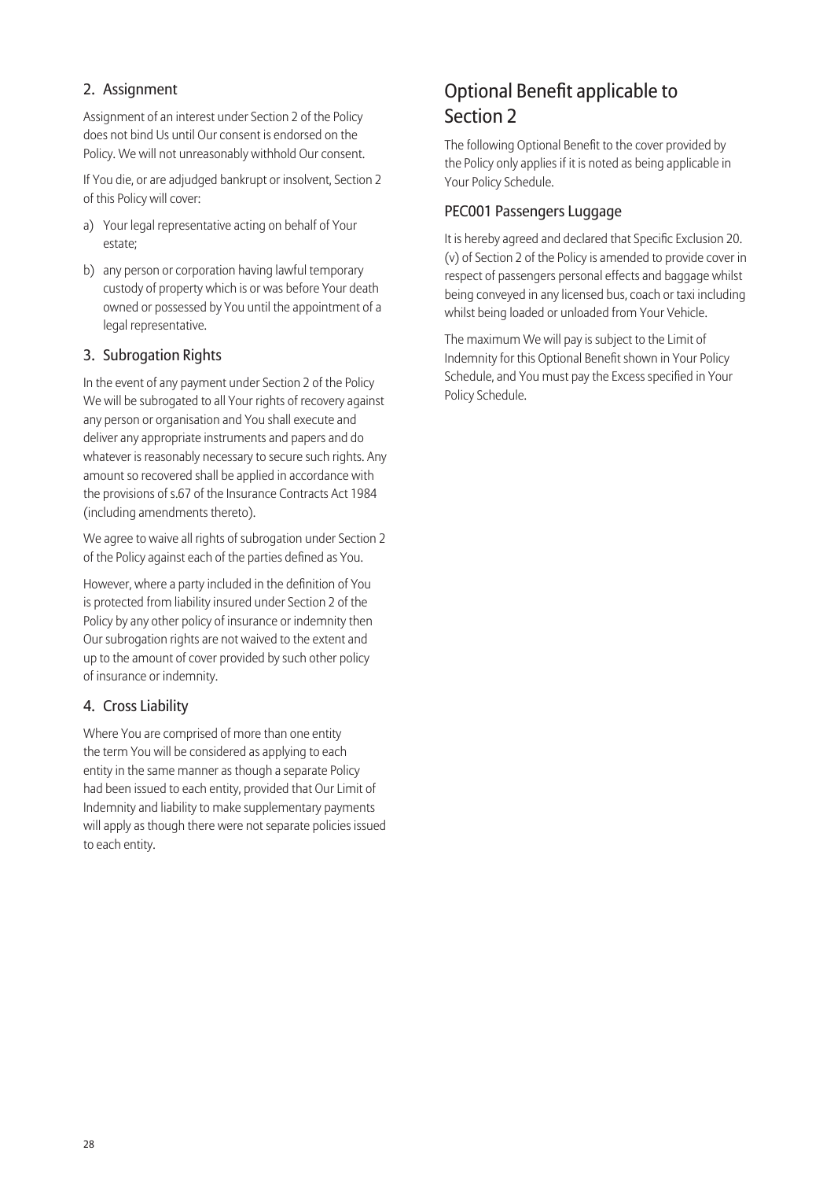## 2. Assignment

Assignment of an interest under Section 2 of the Policy does not bind Us until Our consent is endorsed on the Policy. We will not unreasonably withhold Our consent.

If You die, or are adjudged bankrupt or insolvent, Section 2 of this Policy will cover:

a) Your legal representative acting on behalf of Your estate;
b) any person or corporation having lawful temporary custody of property which is or was before Your death owned or possessed by You until the appointment of a legal representative.

## 3. Subrogation Rights

In the event of any payment under Section 2 of the Policy We will be subrogated to all Your rights of recovery against any person or organisation and You shall execute and deliver any appropriate instruments and papers and do whatever is reasonably necessary to secure such rights. Any amount so recovered shall be applied in accordance with the provisions of s.67 of the Insurance Contracts Act 1984 (including amendments thereto).

We agree to waive all rights of subrogation under Section 2 of the Policy against each of the parties defined as You.

However, where a party included in the definition of You is protected from liability insured under Section 2 of the Policy by any other policy of insurance or indemnity then Our subrogation rights are not waived to the extent and up to the amount of cover provided by such other policy of insurance or indemnity.

## 4. Cross Liability

Where You are comprised of more than one entity the term You will be considered as applying to each entity in the same manner as though a separate Policy had been issued to each entity, provided that Our Limit of Indemnity and liability to make supplementary payments will apply as though there were not separate policies issued to each entity.

# Optional Benefit applicable to Section 2

The following Optional Benefit to the cover provided by the Policy only applies if it is noted as being applicable in Your Policy Schedule.

## PEC001 Passengers Luggage

It is hereby agreed and declared that Specific Exclusion 20.(v) of Section 2 of the Policy is amended to provide cover in respect of passengers personal effects and baggage whilst being conveyed in any licensed bus, coach or taxi including whilst being loaded or unloaded from Your Vehicle.

The maximum We will pay is subject to the Limit of Indemnity for this Optional Benefit shown in Your Policy Schedule, and You must pay the Excess specified in Your Policy Schedule.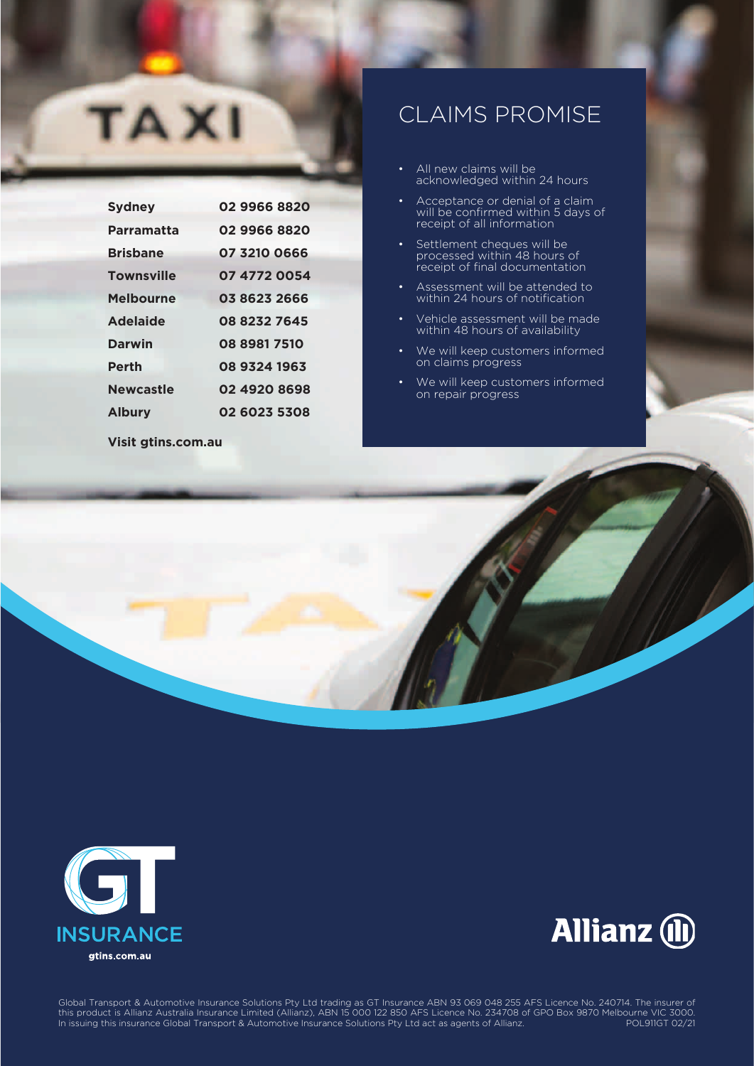| | |
|---|---|
| **Sydney** | **02 9966 8820** |
| **Parramatta** | **02 9966 8820** |
| **Brisbane** | **07 3210 0666** |
| **Townsville** | **07 4772 0054** |
| **Melbourne** | **03 8623 2666** |
| **Adelaide** | **08 8232 7645** |
| **Darwin** | **08 8981 7510** |
| **Perth** | **08 9324 1963** |
| **Newcastle** | **02 4920 8698** |
| **Albury** | **02 6023 5308** |

**Visit gtins.com.au**

# CLAIMS PROMISE

- All new claims will be acknowledged within 24 hours
- Acceptance or denial of a claim will be confirmed within 5 days of receipt of all information
- Settlement cheques will be processed within 48 hours of receipt of final documentation
- Assessment will be attended to within 24 hours of notification
- Vehicle assessment will be made within 48 hours of availability
- We will keep customers informed on claims progress
- We will keep customers informed on repair progress

GT INSURANCE
gtins.com.au

Allianz

Global Transport & Automotive Insurance Solutions Pty Ltd trading as GT Insurance ABN 93 069 048 255 AFS Licence No. 240714. The insurer of this product is Allianz Australia Insurance Limited (Allianz), ABN 15 000 122 850 AFS Licence No. 234708 of GPO Box 9870 Melbourne VIC 3000. In issuing this insurance Global Transport & Automotive Insurance Solutions Pty Ltd act as agents of Allianz. POL911GT 02/21